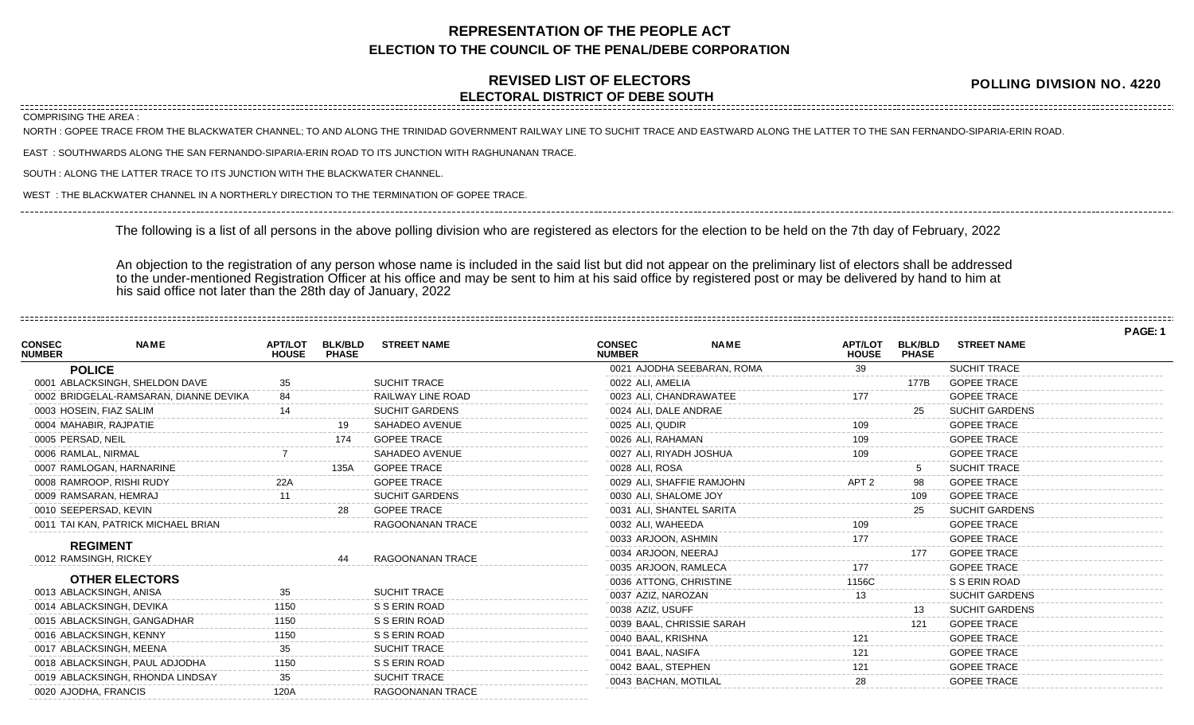# REPRESENTATION OF THE PEOPLE ACT
## ELECTION TO THE COUNCIL OF THE PENAL/DEBE CORPORATION

## REVISED LIST OF ELECTORS
### ELECTORAL DISTRICT OF DEBE SOUTH

**POLLING DIVISION NO. 4220**

COMPRISING THE AREA :

NORTH : GOPEE TRACE FROM THE BLACKWATER CHANNEL; TO AND ALONG THE TRINIDAD GOVERNMENT RAILWAY LINE TO SUCHIT TRACE AND EASTWARD ALONG THE LATTER TO THE SAN FERNANDO-SIPARIA-ERIN ROAD.

EAST : SOUTHWARDS ALONG THE SAN FERNANDO-SIPARIA-ERIN ROAD TO ITS JUNCTION WITH RAGHUNANAN TRACE.

SOUTH : ALONG THE LATTER TRACE TO ITS JUNCTION WITH THE BLACKWATER CHANNEL.

WEST : THE BLACKWATER CHANNEL IN A NORTHERLY DIRECTION TO THE TERMINATION OF GOPEE TRACE.

The following is a list of all persons in the above polling division who are registered as electors for the election to be held on the 7th day of February, 2022

An objection to the registration of any person whose name is included in the said list but did not appear on the preliminary list of electors shall be addressed to the under-mentioned Registration Officer at his office and may be sent to him at his said office by registered post or may be delivered by hand to him at his said office not later than the 28th day of January, 2022

| CONSEC NUMBER | NAME | APT/LOT HOUSE | BLK/BLD PHASE | STREET NAME |
|---|---|---|---|---|
| **POLICE** | | | | |
| 0001 | ABLACKSINGH, SHELDON DAVE | 35 | | SUCHIT TRACE |
| 0002 | BRIDGELAL-RAMSARAN, DIANNE DEVIKA | 84 | | RAILWAY LINE ROAD |
| 0003 | HOSEIN, FIAZ SALIM | 14 | | SUCHIT GARDENS |
| 0004 | MAHABIR, RAJPATIE | | 19 | SAHADEO AVENUE |
| 0005 | PERSAD, NEIL | | 174 | GOPEE TRACE |
| 0006 | RAMLAL, NIRMAL | 7 | | SAHADEO AVENUE |
| 0007 | RAMLOGAN, HARNARINE | | 135A | GOPEE TRACE |
| 0008 | RAMROOP, RISHI RUDY | 22A | | GOPEE TRACE |
| 0009 | RAMSARAN, HEMRAJ | 11 | | SUCHIT GARDENS |
| 0010 | SEEPERSAD, KEVIN | | 28 | GOPEE TRACE |
| 0011 | TAI KAN, PATRICK MICHAEL BRIAN | | | RAGOONANAN TRACE |
| **REGIMENT** | | | | |
| 0012 | RAMSINGH, RICKEY | | 44 | RAGOONANAN TRACE |
| **OTHER ELECTORS** | | | | |
| 0013 | ABLACKSINGH, ANISA | 35 | | SUCHIT TRACE |
| 0014 | ABLACKSINGH, DEVIKA | 1150 | | S S ERIN ROAD |
| 0015 | ABLACKSINGH, GANGADHAR | 1150 | | S S ERIN ROAD |
| 0016 | ABLACKSINGH, KENNY | 1150 | | S S ERIN ROAD |
| 0017 | ABLACKSINGH, MEENA | 35 | | SUCHIT TRACE |
| 0018 | ABLACKSINGH, PAUL ADJODHA | 1150 | | S S ERIN ROAD |
| 0019 | ABLACKSINGH, RHONDA LINDSAY | 35 | | SUCHIT TRACE |
| 0020 | AJODHA, FRANCIS | 120A | | RAGOONANAN TRACE |
| 0021 | AJODHA SEEBARAN, ROMA | 39 | | SUCHIT TRACE |
| 0022 | ALI, AMELIA | | 177B | GOPEE TRACE |
| 0023 | ALI, CHANDRAWATEE | 177 | | GOPEE TRACE |
| 0024 | ALI, DALE ANDRAE | | 25 | SUCHIT GARDENS |
| 0025 | ALI, QUDIR | 109 | | GOPEE TRACE |
| 0026 | ALI, RAHAMAN | 109 | | GOPEE TRACE |
| 0027 | ALI, RIYADH JOSHUA | 109 | | GOPEE TRACE |
| 0028 | ALI, ROSA | | 5 | SUCHIT TRACE |
| 0029 | ALI, SHAFFIE RAMJOHN | APT 2 | 98 | GOPEE TRACE |
| 0030 | ALI, SHALOME JOY | | 109 | GOPEE TRACE |
| 0031 | ALI, SHANTEL SARITA | | 25 | SUCHIT GARDENS |
| 0032 | ALI, WAHEEDA | 109 | | GOPEE TRACE |
| 0033 | ARJOON, ASHMIN | 177 | | GOPEE TRACE |
| 0034 | ARJOON, NEERAJ | | 177 | GOPEE TRACE |
| 0035 | ARJOON, RAMLECA | 177 | | GOPEE TRACE |
| 0036 | ATTONG, CHRISTINE | 1156C | | S S ERIN ROAD |
| 0037 | AZIZ, NAROZAN | 13 | | SUCHIT GARDENS |
| 0038 | AZIZ, USUFF | | 13 | SUCHIT GARDENS |
| 0039 | BAAL, CHRISSIE SARAH | | 121 | GOPEE TRACE |
| 0040 | BAAL, KRISHNA | 121 | | GOPEE TRACE |
| 0041 | BAAL, NASIFA | 121 | | GOPEE TRACE |
| 0042 | BAAL, STEPHEN | 121 | | GOPEE TRACE |
| 0043 | BACHAN, MOTILAL | 28 | | GOPEE TRACE |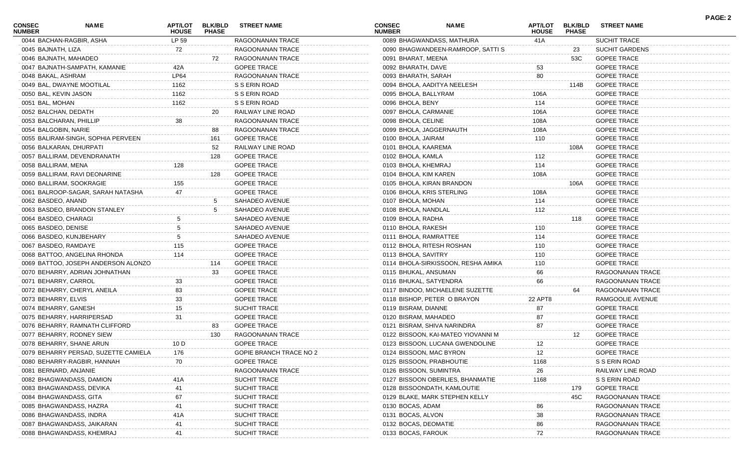| CONSEC NUMBER | NAME | APT/LOT HOUSE | BLK/BLD PHASE | STREET NAME |
|---|---|---|---|---|
| 0044 | BACHAN-RAGBIR, ASHA | LP 59 | | RAGOONANAN TRACE |
| 0045 | BAJNATH, LIZA | 72 | | RAGOONANAN TRACE |
| 0046 | BAJNATH, MAHADEO | | 72 | RAGOONANAN TRACE |
| 0047 | BAJNATH-SAMPATH, KAMANIE | 42A | | GOPEE TRACE |
| 0048 | BAKAL, ASHRAM | LP64 | | RAGOONANAN TRACE |
| 0049 | BAL, DWAYNE MOOTILAL | 1162 | | S S ERIN ROAD |
| 0050 | BAL, KEVIN JASON | 1162 | | S S ERIN ROAD |
| 0051 | BAL, MOHAN | 1162 | | S S ERIN ROAD |
| 0052 | BALCHAN, DEDATH | | 20 | RAILWAY LINE ROAD |
| 0053 | BALCHARAN, PHILLIP | 38 | | RAGOONANAN TRACE |
| 0054 | BALGOBIN, NARIE | | 88 | RAGOONANAN TRACE |
| 0055 | BALIRAM-SINGH, SOPHIA PERVEEN | | 161 | GOPEE TRACE |
| 0056 | BALKARAN, DHURPATI | | 52 | RAILWAY LINE ROAD |
| 0057 | BALLIRAM, DEVENDRANATH | | 128 | GOPEE TRACE |
| 0058 | BALLIRAM, MENA | 128 | | GOPEE TRACE |
| 0059 | BALLIRAM, RAVI DEONARINE | | 128 | GOPEE TRACE |
| 0060 | BALLIRAM, SOOKRAGIE | 155 | | GOPEE TRACE |
| 0061 | BALROOP-SAGAR, SARAH NATASHA | 47 | | GOPEE TRACE |
| 0062 | BASDEO, ANAND | | 5 | SAHADEO AVENUE |
| 0063 | BASDEO, BRANDON STANLEY | | 5 | SAHADEO AVENUE |
| 0064 | BASDEO, CHARAGI | 5 | | SAHADEO AVENUE |
| 0065 | BASDEO, DENISE | 5 | | SAHADEO AVENUE |
| 0066 | BASDEO, KUNJBEHARY | 5 | | SAHADEO AVENUE |
| 0067 | BASDEO, RAMDAYE | 115 | | GOPEE TRACE |
| 0068 | BATTOO, ANGELINA RHONDA | 114 | | GOPEE TRACE |
| 0069 | BATTOO, JOSEPH ANDERSON ALONZO | | 114 | GOPEE TRACE |
| 0070 | BEHARRY, ADRIAN JOHNATHAN | | 33 | GOPEE TRACE |
| 0071 | BEHARRY, CARROL | 33 | | GOPEE TRACE |
| 0072 | BEHARRY, CHERYL ANEILA | 83 | | GOPEE TRACE |
| 0073 | BEHARRY, ELVIS | 33 | | GOPEE TRACE |
| 0074 | BEHARRY, GANESH | 15 | | SUCHIT TRACE |
| 0075 | BEHARRY, HARRIPERSAD | 31 | | GOPEE TRACE |
| 0076 | BEHARRY, RAMNATH CLIFFORD | | 83 | GOPEE TRACE |
| 0077 | BEHARRY, RODNEY SIEW | | 130 | RAGOONANAN TRACE |
| 0078 | BEHARRY, SHANE ARUN | 10 D | | GOPEE TRACE |
| 0079 | BEHARRY PERSAD, SUZETTE CAMIELA | 176 | | GOPIE BRANCH TRACE NO 2 |
| 0080 | BEHARRY-RAGBIR, HANNAH | 70 | | GOPEE TRACE |
| 0081 | BERNARD, ANJANIE | | | RAGOONANAN TRACE |
| 0082 | BHAGWANDASS, DAMION | 41A | | SUCHIT TRACE |
| 0083 | BHAGWANDASS, DEVIKA | 41 | | SUCHIT TRACE |
| 0084 | BHAGWANDASS, GITA | 67 | | SUCHIT TRACE |
| 0085 | BHAGWANDASS, HAZRA | 41 | | SUCHIT TRACE |
| 0086 | BHAGWANDASS, INDRA | 41A | | SUCHIT TRACE |
| 0087 | BHAGWANDASS, JAIKARAN | 41 | | SUCHIT TRACE |
| 0088 | BHAGWANDASS, KHEMRAJ | 41 | | SUCHIT TRACE |
| 0089 | BHAGWANDASS, MATHURA | 41A | | SUCHIT TRACE |
| 0090 | BHAGWANDEEN-RAMROOP, SATTI S | | 23 | SUCHIT GARDENS |
| 0091 | BHARAT, MEENA | | 53C | GOPEE TRACE |
| 0092 | BHARATH, DAVE | 53 | | GOPEE TRACE |
| 0093 | BHARATH, SARAH | 80 | | GOPEE TRACE |
| 0094 | BHOLA, AADITYA NEELESH | | 114B | GOPEE TRACE |
| 0095 | BHOLA, BALLYRAM | 106A | | GOPEE TRACE |
| 0096 | BHOLA, BENY | 114 | | GOPEE TRACE |
| 0097 | BHOLA, CARMANIE | 106A | | GOPEE TRACE |
| 0098 | BHOLA, CELINE | 108A | | GOPEE TRACE |
| 0099 | BHOLA, JAGGERNAUTH | 108A | | GOPEE TRACE |
| 0100 | BHOLA, JAIRAM | 110 | | GOPEE TRACE |
| 0101 | BHOLA, KAAREMA | | 108A | GOPEE TRACE |
| 0102 | BHOLA, KAMLA | 112 | | GOPEE TRACE |
| 0103 | BHOLA, KHEMRAJ | 114 | | GOPEE TRACE |
| 0104 | BHOLA, KIM KAREN | 108A | | GOPEE TRACE |
| 0105 | BHOLA, KIRAN BRANDON | | 106A | GOPEE TRACE |
| 0106 | BHOLA, KRIS STERLING | 108A | | GOPEE TRACE |
| 0107 | BHOLA, MOHAN | 114 | | GOPEE TRACE |
| 0108 | BHOLA, NANDLAL | 112 | | GOPEE TRACE |
| 0109 | BHOLA, RADHA | | 118 | GOPEE TRACE |
| 0110 | BHOLA, RAKESH | 110 | | GOPEE TRACE |
| 0111 | BHOLA, RAMRATTEE | 114 | | GOPEE TRACE |
| 0112 | BHOLA, RITESH ROSHAN | 110 | | GOPEE TRACE |
| 0113 | BHOLA, SAVITRY | 110 | | GOPEE TRACE |
| 0114 | BHOLA-SIRKISSOON, RESHA AMIKA | 110 | | GOPEE TRACE |
| 0115 | BHUKAL, ANSUMAN | 66 | | RAGOONANAN TRACE |
| 0116 | BHUKAL, SATYENDRA | 66 | | RAGOONANAN TRACE |
| 0117 | BINDOO, MICHAELENE SUZETTE | | 64 | RAGOONANAN TRACE |
| 0118 | BISHOP, PETER O BRAYON | 22 APT8 | | RAMGOOLIE AVENUE |
| 0119 | BISRAM, DIANNE | 87 | | GOPEE TRACE |
| 0120 | BISRAM, MAHADEO | 87 | | GOPEE TRACE |
| 0121 | BISRAM, SHIVA NARINDRA | 87 | | GOPEE TRACE |
| 0122 | BISSOON, KAI-MATEO YIOVANNI M | | 12 | GOPEE TRACE |
| 0123 | BISSOON, LUCANA GWENDOLINE | 12 | | GOPEE TRACE |
| 0124 | BISSOON, MAC BYRON | 12 | | GOPEE TRACE |
| 0125 | BISSOON, PRABHOUTIE | 1168 | | S S ERIN ROAD |
| 0126 | BISSOON, SUMINTRA | 26 | | RAILWAY LINE ROAD |
| 0127 | BISSOON OBERLIES, BHANMATIE | 1168 | | S S ERIN ROAD |
| 0128 | BISSOONDATH, KAMLOUTIE | | 179 | GOPEE TRACE |
| 0129 | BLAKE, MARK STEPHEN KELLY | | 45C | RAGOONANAN TRACE |
| 0130 | BOCAS, ADAM | 86 | | RAGOONANAN TRACE |
| 0131 | BOCAS, ALVON | 38 | | RAGOONANAN TRACE |
| 0132 | BOCAS, DEOMATIE | 86 | | RAGOONANAN TRACE |
| 0133 | BOCAS, FAROUK | 72 | | RAGOONANAN TRACE |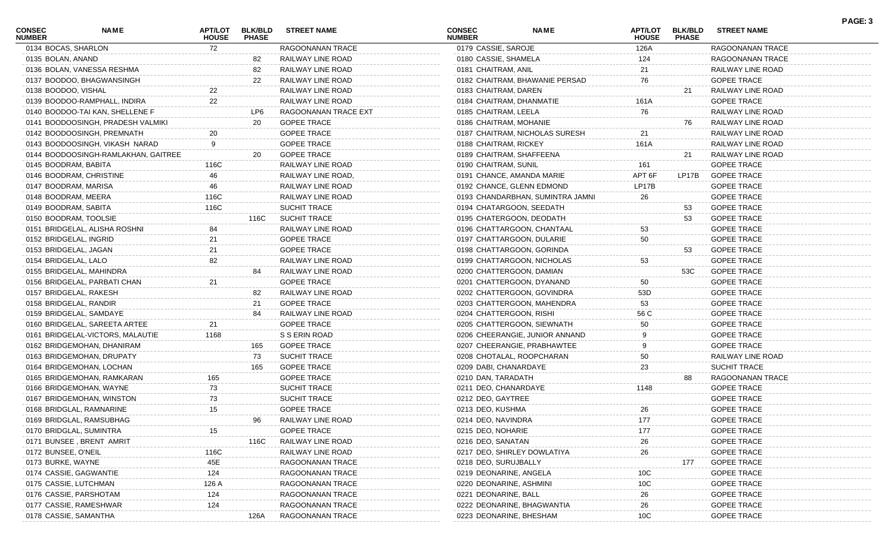| CONSEC NUMBER | NAME | APT/LOT HOUSE | BLK/BLD PHASE | STREET NAME |
|---|---|---|---|---|
| 0134 | BOCAS, SHARLON | 72 | | RAGOONANAN TRACE |
| 0135 | BOLAN, ANAND | | 82 | RAILWAY LINE ROAD |
| 0136 | BOLAN, VANESSA RESHMA | | 82 | RAILWAY LINE ROAD |
| 0137 | BOODOO, BHAGWANSINGH | | 22 | RAILWAY LINE ROAD |
| 0138 | BOODOO, VISHAL | 22 | | RAILWAY LINE ROAD |
| 0139 | BOODOO-RAMPHALL, INDIRA | 22 | | RAILWAY LINE ROAD |
| 0140 | BOODOO-TAI KAN, SHELLENE F | | LP6 | RAGOONANAN TRACE EXT |
| 0141 | BOODOOSINGH, PRADESH VALMIKI | | 20 | GOPEE TRACE |
| 0142 | BOODOOSINGH, PREMNATH | 20 | | GOPEE TRACE |
| 0143 | BOODOOSINGH, VIKASH NARAD | 9 | | GOPEE TRACE |
| 0144 | BOODOOSINGH-RAMLAKHAN, GAITREE | | 20 | GOPEE TRACE |
| 0145 | BOODRAM, BABITA | 116C | | RAILWAY LINE ROAD |
| 0146 | BOODRAM, CHRISTINE | 46 | | RAILWAY LINE ROAD, |
| 0147 | BOODRAM, MARISA | 46 | | RAILWAY LINE ROAD |
| 0148 | BOODRAM, MEERA | 116C | | RAILWAY LINE ROAD |
| 0149 | BOODRAM, SABITA | 116C | | SUCHIT TRACE |
| 0150 | BOODRAM, TOOLSIE | | 116C | SUCHIT TRACE |
| 0151 | BRIDGELAL, ALISHA ROSHNI | 84 | | RAILWAY LINE ROAD |
| 0152 | BRIDGELAL, INGRID | 21 | | GOPEE TRACE |
| 0153 | BRIDGELAL, JAGAN | 21 | | GOPEE TRACE |
| 0154 | BRIDGELAL, LALO | 82 | | RAILWAY LINE ROAD |
| 0155 | BRIDGELAL, MAHINDRA | | 84 | RAILWAY LINE ROAD |
| 0156 | BRIDGELAL, PARBATI CHAN | 21 | | GOPEE TRACE |
| 0157 | BRIDGELAL, RAKESH | | 82 | RAILWAY LINE ROAD |
| 0158 | BRIDGELAL, RANDIR | | 21 | GOPEE TRACE |
| 0159 | BRIDGELAL, SAMDAYE | | 84 | RAILWAY LINE ROAD |
| 0160 | BRIDGELAL, SAREETA ARTEE | 21 | | GOPEE TRACE |
| 0161 | BRIDGELAL-VICTORS, MALAUTIE | 1168 | | S S ERIN ROAD |
| 0162 | BRIDGEMOHAN, DHANIRAM | | 165 | GOPEE TRACE |
| 0163 | BRIDGEMOHAN, DRUPATY | | 73 | SUCHIT TRACE |
| 0164 | BRIDGEMOHAN, LOCHAN | | 165 | GOPEE TRACE |
| 0165 | BRIDGEMOHAN, RAMKARAN | 165 | | GOPEE TRACE |
| 0166 | BRIDGEMOHAN, WAYNE | 73 | | SUCHIT TRACE |
| 0167 | BRIDGEMOHAN, WINSTON | 73 | | SUCHIT TRACE |
| 0168 | BRIDGLAL, RAMNARINE | 15 | | GOPEE TRACE |
| 0169 | BRIDGLAL, RAMSUBHAG | | 96 | RAILWAY LINE ROAD |
| 0170 | BRIDGLAL, SUMINTRA | 15 | | GOPEE TRACE |
| 0171 | BUNSEE , BRENT AMRIT | | 116C | RAILWAY LINE ROAD |
| 0172 | BUNSEE, O'NEIL | 116C | | RAILWAY LINE ROAD |
| 0173 | BURKE, WAYNE | 45E | | RAGOONANAN TRACE |
| 0174 | CASSIE, GAGWANTIE | 124 | | RAGOONANAN TRACE |
| 0175 | CASSIE, LUTCHMAN | 126 A | | RAGOONANAN TRACE |
| 0176 | CASSIE, PARSHOTAM | 124 | | RAGOONANAN TRACE |
| 0177 | CASSIE, RAMESHWAR | 124 | | RAGOONANAN TRACE |
| 0178 | CASSIE, SAMANTHA | | 126A | RAGOONANAN TRACE |
| 0179 | CASSIE, SAROJE | 126A | | RAGOONANAN TRACE |
| 0180 | CASSIE, SHAMELA | 124 | | RAGOONANAN TRACE |
| 0181 | CHAITRAM, ANIL | 21 | | RAILWAY LINE ROAD |
| 0182 | CHAITRAM, BHAWANIE PERSAD | 76 | | GOPEE TRACE |
| 0183 | CHAITRAM, DAREN | | 21 | RAILWAY LINE ROAD |
| 0184 | CHAITRAM, DHANMATIE | 161A | | GOPEE TRACE |
| 0185 | CHAITRAM, LEELA | 76 | | RAILWAY LINE ROAD |
| 0186 | CHAITRAM, MOHANIE | | 76 | RAILWAY LINE ROAD |
| 0187 | CHAITRAM, NICHOLAS SURESH | 21 | | RAILWAY LINE ROAD |
| 0188 | CHAITRAM, RICKEY | 161A | | RAILWAY LINE ROAD |
| 0189 | CHAITRAM, SHAFFEENA | | 21 | RAILWAY LINE ROAD |
| 0190 | CHAITRAM, SUNIL | 161 | | GOPEE TRACE |
| 0191 | CHANCE, AMANDA MARIE | APT 6F | LP17B | GOPEE TRACE |
| 0192 | CHANCE, GLENN EDMOND | LP17B | | GOPEE TRACE |
| 0193 | CHANDARBHAN, SUMINTRA JAMNI | 26 | | GOPEE TRACE |
| 0194 | CHATARGOON, SEEDATH | | 53 | GOPEE TRACE |
| 0195 | CHATERGOON, DEODATH | | 53 | GOPEE TRACE |
| 0196 | CHATTARGOON, CHANTAAL | 53 | | GOPEE TRACE |
| 0197 | CHATTARGOON, DULARIE | 50 | | GOPEE TRACE |
| 0198 | CHATTARGOON, GORINDA | | 53 | GOPEE TRACE |
| 0199 | CHATTARGOON, NICHOLAS | 53 | | GOPEE TRACE |
| 0200 | CHATTERGOON, DAMIAN | | 53C | GOPEE TRACE |
| 0201 | CHATTERGOON, DYANAND | 50 | | GOPEE TRACE |
| 0202 | CHATTERGOON, GOVINDRA | 53D | | GOPEE TRACE |
| 0203 | CHATTERGOON, MAHENDRA | 53 | | GOPEE TRACE |
| 0204 | CHATTERGOON, RISHI | 56 C | | GOPEE TRACE |
| 0205 | CHATTERGOON, SIEWNATH | 50 | | GOPEE TRACE |
| 0206 | CHEERANGIE, JUNIOR ANNAND | 9 | | GOPEE TRACE |
| 0207 | CHEERANGIE, PRABHAWTEE | 9 | | GOPEE TRACE |
| 0208 | CHOTALAL, ROOPCHARAN | 50 | | RAILWAY LINE ROAD |
| 0209 | DABI, CHANARDAYE | 23 | | SUCHIT TRACE |
| 0210 | DAN, TARADATH | | 88 | RAGOONANAN TRACE |
| 0211 | DEO, CHANARDAYE | 1148 | | GOPEE TRACE |
| 0212 | DEO, GAYTREE | | | GOPEE TRACE |
| 0213 | DEO, KUSHMA | 26 | | GOPEE TRACE |
| 0214 | DEO, NAVINDRA | 177 | | GOPEE TRACE |
| 0215 | DEO, NOHARIE | 177 | | GOPEE TRACE |
| 0216 | DEO, SANATAN | 26 | | GOPEE TRACE |
| 0217 | DEO, SHIRLEY DOWLATIYA | 26 | | GOPEE TRACE |
| 0218 | DEO, SURUJBALLY | | 177 | GOPEE TRACE |
| 0219 | DEONARINE, ANGELA | 10C | | GOPEE TRACE |
| 0220 | DEONARINE, ASHMINI | 10C | | GOPEE TRACE |
| 0221 | DEONARINE, BALL | 26 | | GOPEE TRACE |
| 0222 | DEONARINE, BHAGWANTIA | 26 | | GOPEE TRACE |
| 0223 | DEONARINE, BHESHAM | 10C | | GOPEE TRACE |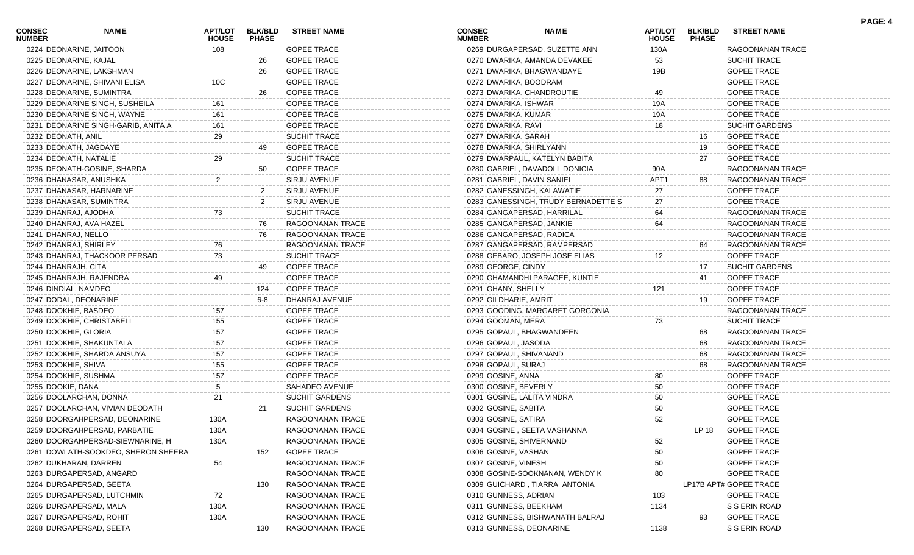| CONSEC NUMBER | NAME | APT/LOT HOUSE | BLK/BLD PHASE | STREET NAME |
|---|---|---|---|---|
| 0224 | DEONARINE, JAITOON | 108 | | GOPEE TRACE |
| 0225 | DEONARINE, KAJAL | | 26 | GOPEE TRACE |
| 0226 | DEONARINE, LAKSHMAN | | 26 | GOPEE TRACE |
| 0227 | DEONARINE, SHIVANI ELISA | 10C | | GOPEE TRACE |
| 0228 | DEONARINE, SUMINTRA | | 26 | GOPEE TRACE |
| 0229 | DEONARINE SINGH, SUSHEILA | 161 | | GOPEE TRACE |
| 0230 | DEONARINE SINGH, WAYNE | 161 | | GOPEE TRACE |
| 0231 | DEONARINE SINGH-GARIB, ANITA A | 161 | | GOPEE TRACE |
| 0232 | DEONATH, ANIL | 29 | | SUCHIT TRACE |
| 0233 | DEONATH, JAGDAYE | | 49 | GOPEE TRACE |
| 0234 | DEONATH, NATALIE | 29 | | SUCHIT TRACE |
| 0235 | DEONATH-GOSINE, SHARDA | | 50 | GOPEE TRACE |
| 0236 | DHANASAR, ANUSHKA | 2 | | SIRJU AVENUE |
| 0237 | DHANASAR, HARNARINE | | 2 | SIRJU AVENUE |
| 0238 | DHANASAR, SUMINTRA | | 2 | SIRJU AVENUE |
| 0239 | DHANRAJ, AJODHA | 73 | | SUCHIT TRACE |
| 0240 | DHANRAJ, AVA HAZEL | | 76 | RAGOONANAN TRACE |
| 0241 | DHANRAJ, NELLO | | 76 | RAGOONANAN TRACE |
| 0242 | DHANRAJ, SHIRLEY | 76 | | RAGOONANAN TRACE |
| 0243 | DHANRAJ, THACKOOR PERSAD | 73 | | SUCHIT TRACE |
| 0244 | DHANRAJH, CITA | | 49 | GOPEE TRACE |
| 0245 | DHANRAJH, RAJENDRA | 49 | | GOPEE TRACE |
| 0246 | DINDIAL, NAMDEO | | 124 | GOPEE TRACE |
| 0247 | DODAL, DEONARINE | | 6-8 | DHANRAJ AVENUE |
| 0248 | DOOKHIE, BASDEO | 157 | | GOPEE TRACE |
| 0249 | DOOKHIE, CHRISTABELL | 155 | | GOPEE TRACE |
| 0250 | DOOKHIE, GLORIA | 157 | | GOPEE TRACE |
| 0251 | DOOKHIE, SHAKUNTALA | 157 | | GOPEE TRACE |
| 0252 | DOOKHIE, SHARDA ANSUYA | 157 | | GOPEE TRACE |
| 0253 | DOOKHIE, SHIVA | 155 | | GOPEE TRACE |
| 0254 | DOOKHIE, SUSHMA | 157 | | GOPEE TRACE |
| 0255 | DOOKIE, DANA | 5 | | SAHADEO AVENUE |
| 0256 | DOOLARCHAN, DONNA | 21 | | SUCHIT GARDENS |
| 0257 | DOOLARCHAN, VIVIAN DEODATH | | 21 | SUCHIT GARDENS |
| 0258 | DOORGAHPERSAD, DEONARINE | 130A | | RAGOONANAN TRACE |
| 0259 | DOORGAHPERSAD, PARBATIE | 130A | | RAGOONANAN TRACE |
| 0260 | DOORGAHPERSAD-SIEWNARINE, H | 130A | | RAGOONANAN TRACE |
| 0261 | DOWLATH-SOOKDEO, SHERON SHEERA | | 152 | GOPEE TRACE |
| 0262 | DUKHARAN, DARREN | 54 | | RAGOONANAN TRACE |
| 0263 | DURGAPERSAD, ANGARD | | | RAGOONANAN TRACE |
| 0264 | DURGAPERSAD, GEETA | | 130 | RAGOONANAN TRACE |
| 0265 | DURGAPERSAD, LUTCHMIN | 72 | | RAGOONANAN TRACE |
| 0266 | DURGAPERSAD, MALA | 130A | | RAGOONANAN TRACE |
| 0267 | DURGAPERSAD, ROHIT | 130A | | RAGOONANAN TRACE |
| 0268 | DURGAPERSAD, SEETA | | 130 | RAGOONANAN TRACE |
| 0269 | DURGAPERSAD, SUZETTE ANN | 130A | | RAGOONANAN TRACE |
| 0270 | DWARIKA, AMANDA DEVAKEE | 53 | | SUCHIT TRACE |
| 0271 | DWARIKA, BHAGWANDAYE | 19B | | GOPEE TRACE |
| 0272 | DWARIKA, BOODRAM | | | GOPEE TRACE |
| 0273 | DWARIKA, CHANDROUTIE | 49 | | GOPEE TRACE |
| 0274 | DWARIKA, ISHWAR | 19A | | GOPEE TRACE |
| 0275 | DWARIKA, KUMAR | 19A | | GOPEE TRACE |
| 0276 | DWARIKA, RAVI | 18 | | SUCHIT GARDENS |
| 0277 | DWARIKA, SARAH | | 16 | GOPEE TRACE |
| 0278 | DWARIKA, SHIRLYANN | | 19 | GOPEE TRACE |
| 0279 | DWARPAUL, KATELYN BABITA | | 27 | GOPEE TRACE |
| 0280 | GABRIEL, DAVADOLL DONICIA | 90A | | RAGOONANAN TRACE |
| 0281 | GABRIEL, DAVIN SANIEL | APT1 | 88 | RAGOONANAN TRACE |
| 0282 | GANESSINGH, KALAWATIE | 27 | | GOPEE TRACE |
| 0283 | GANESSINGH, TRUDY BERNADETTE S | 27 | | GOPEE TRACE |
| 0284 | GANGAPERSAD, HARRILAL | 64 | | RAGOONANAN TRACE |
| 0285 | GANGAPERSAD, JANKIE | 64 | | RAGOONANAN TRACE |
| 0286 | GANGAPERSAD, RADICA | | | RAGOONANAN TRACE |
| 0287 | GANGAPERSAD, RAMPERSAD | | 64 | RAGOONANAN TRACE |
| 0288 | GEBARO, JOSEPH JOSE ELIAS | 12 | | GOPEE TRACE |
| 0289 | GEORGE, CINDY | | 17 | SUCHIT GARDENS |
| 0290 | GHAMANDHI PARAGEE, KUNTIE | | 41 | GOPEE TRACE |
| 0291 | GHANY, SHELLY | 121 | | GOPEE TRACE |
| 0292 | GILDHARIE, AMRIT | | 19 | GOPEE TRACE |
| 0293 | GOODING, MARGARET GORGONIA | | | RAGOONANAN TRACE |
| 0294 | GOOMAN, MERA | 73 | | SUCHIT TRACE |
| 0295 | GOPAUL, BHAGWANDEEN | | 68 | RAGOONANAN TRACE |
| 0296 | GOPAUL, JASODA | | 68 | RAGOONANAN TRACE |
| 0297 | GOPAUL, SHIVANAND | | 68 | RAGOONANAN TRACE |
| 0298 | GOPAUL, SURAJ | | 68 | RAGOONANAN TRACE |
| 0299 | GOSINE, ANNA | 80 | | GOPEE TRACE |
| 0300 | GOSINE, BEVERLY | 50 | | GOPEE TRACE |
| 0301 | GOSINE, LALITA VINDRA | 50 | | GOPEE TRACE |
| 0302 | GOSINE, SABITA | 50 | | GOPEE TRACE |
| 0303 | GOSINE, SATIRA | 52 | | GOPEE TRACE |
| 0304 | GOSINE , SEETA VASHANNA | | LP 18 | GOPEE TRACE |
| 0305 | GOSINE, SHIVERNAND | 52 | | GOPEE TRACE |
| 0306 | GOSINE, VASHAN | 50 | | GOPEE TRACE |
| 0307 | GOSINE, VINESH | 50 | | GOPEE TRACE |
| 0308 | GOSINE-SOOKNANAN, WENDY K | 80 | | GOPEE TRACE |
| 0309 | GUICHARD , TIARRA ANTONIA | | LP17B APT# | GOPEE TRACE |
| 0310 | GUNNESS, ADRIAN | 103 | | GOPEE TRACE |
| 0311 | GUNNESS, BEEKHAM | 1134 | | S S ERIN ROAD |
| 0312 | GUNNESS, BISHWANATH BALRAJ | | 93 | GOPEE TRACE |
| 0313 | GUNNESS, DEONARINE | 1138 | | S S ERIN ROAD |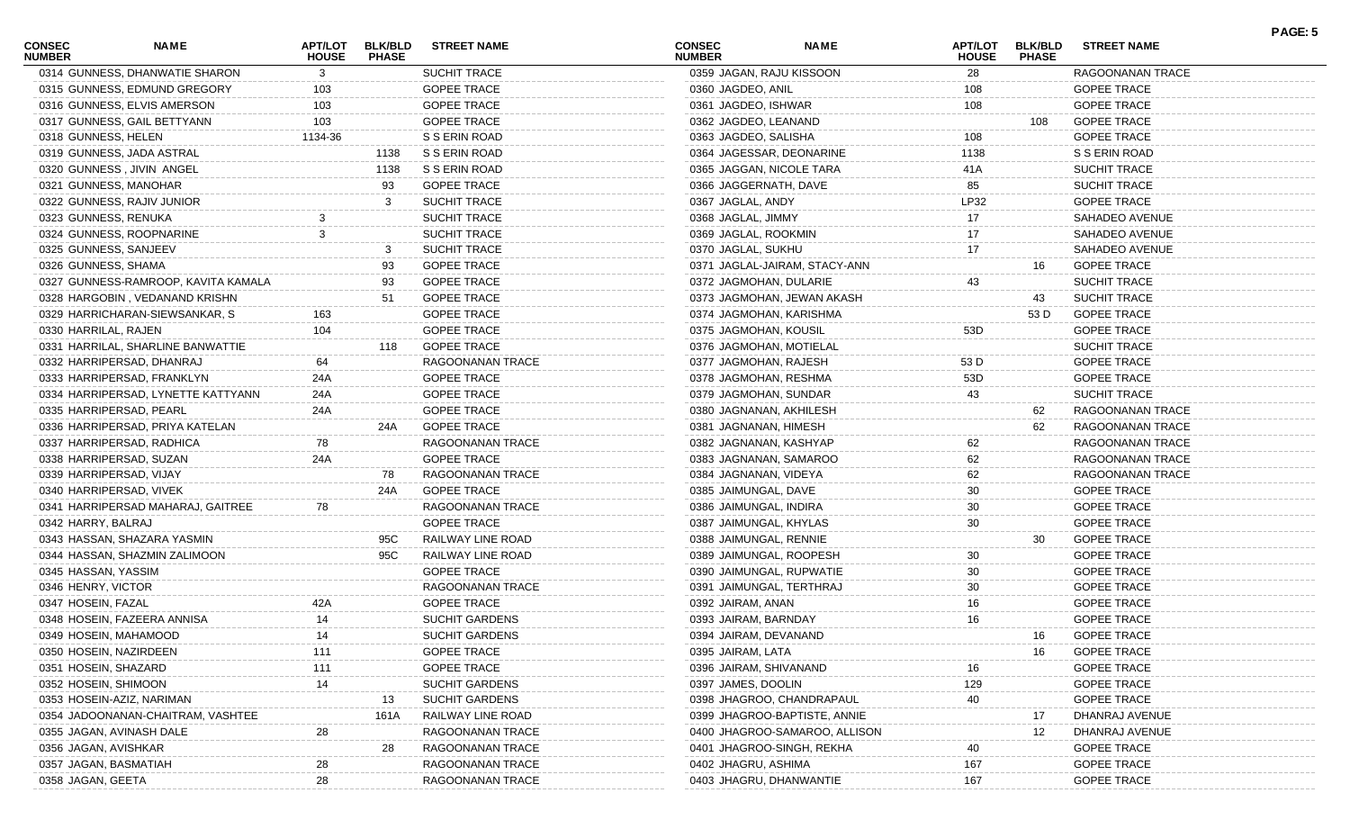| CONSEC NUMBER | NAME | APT/LOT HOUSE | BLK/BLD PHASE | STREET NAME |
|---|---|---|---|---|
| 0314 | GUNNESS, DHANWATIE SHARON | 3 | | SUCHIT TRACE |
| 0315 | GUNNESS, EDMUND GREGORY | 103 | | GOPEE TRACE |
| 0316 | GUNNESS, ELVIS AMERSON | 103 | | GOPEE TRACE |
| 0317 | GUNNESS, GAIL BETTYANN | 103 | | GOPEE TRACE |
| 0318 | GUNNESS, HELEN | 1134-36 | | S S ERIN ROAD |
| 0319 | GUNNESS, JADA ASTRAL | | 1138 | S S ERIN ROAD |
| 0320 | GUNNESS , JIVIN ANGEL | | 1138 | S S ERIN ROAD |
| 0321 | GUNNESS, MANOHAR | | 93 | GOPEE TRACE |
| 0322 | GUNNESS, RAJIV JUNIOR | | 3 | SUCHIT TRACE |
| 0323 | GUNNESS, RENUKA | 3 | | SUCHIT TRACE |
| 0324 | GUNNESS, ROOPNARINE | 3 | | SUCHIT TRACE |
| 0325 | GUNNESS, SANJEEV | | 3 | SUCHIT TRACE |
| 0326 | GUNNESS, SHAMA | | 93 | GOPEE TRACE |
| 0327 | GUNNESS-RAMROOP, KAVITA KAMALA | | 93 | GOPEE TRACE |
| 0328 | HARGOBIN , VEDANAND KRISHN | | 51 | GOPEE TRACE |
| 0329 | HARRICHARAN-SIEWSANKAR, S | 163 | | GOPEE TRACE |
| 0330 | HARRILAL, RAJEN | 104 | | GOPEE TRACE |
| 0331 | HARRILAL, SHARLINE BANWATTIE | | 118 | GOPEE TRACE |
| 0332 | HARRIPERSAD, DHANRAJ | 64 | | RAGOONANAN TRACE |
| 0333 | HARRIPERSAD, FRANKLYN | 24A | | GOPEE TRACE |
| 0334 | HARRIPERSAD, LYNETTE KATTYANN | 24A | | GOPEE TRACE |
| 0335 | HARRIPERSAD, PEARL | 24A | | GOPEE TRACE |
| 0336 | HARRIPERSAD, PRIYA KATELAN | | 24A | GOPEE TRACE |
| 0337 | HARRIPERSAD, RADHICA | 78 | | RAGOONANAN TRACE |
| 0338 | HARRIPERSAD, SUZAN | 24A | | GOPEE TRACE |
| 0339 | HARRIPERSAD, VIJAY | | 78 | RAGOONANAN TRACE |
| 0340 | HARRIPERSAD, VIVEK | | 24A | GOPEE TRACE |
| 0341 | HARRIPERSAD MAHARAJ, GAITREE | 78 | | RAGOONANAN TRACE |
| 0342 | HARRY, BALRAJ | | | GOPEE TRACE |
| 0343 | HASSAN, SHAZARA YASMIN | | 95C | RAILWAY LINE ROAD |
| 0344 | HASSAN, SHAZMIN ZALIMOON | | 95C | RAILWAY LINE ROAD |
| 0345 | HASSAN, YASSIM | | | GOPEE TRACE |
| 0346 | HENRY, VICTOR | | | RAGOONANAN TRACE |
| 0347 | HOSEIN, FAZAL | 42A | | GOPEE TRACE |
| 0348 | HOSEIN, FAZEERA ANNISA | 14 | | SUCHIT GARDENS |
| 0349 | HOSEIN, MAHAMOOD | 14 | | SUCHIT GARDENS |
| 0350 | HOSEIN, NAZIRDEEN | 111 | | GOPEE TRACE |
| 0351 | HOSEIN, SHAZARD | 111 | | GOPEE TRACE |
| 0352 | HOSEIN, SHIMOON | 14 | | SUCHIT GARDENS |
| 0353 | HOSEIN-AZIZ, NARIMAN | | 13 | SUCHIT GARDENS |
| 0354 | JADOONANAN-CHAITRAM, VASHTEE | | 161A | RAILWAY LINE ROAD |
| 0355 | JAGAN, AVINASH DALE | 28 | | RAGOONANAN TRACE |
| 0356 | JAGAN, AVISHKAR | | 28 | RAGOONANAN TRACE |
| 0357 | JAGAN, BASMATIAH | 28 | | RAGOONANAN TRACE |
| 0358 | JAGAN, GEETA | 28 | | RAGOONANAN TRACE |
| 0359 | JAGAN, RAJU KISSOON | 28 | | RAGOONANAN TRACE |
| 0360 | JAGDEO, ANIL | 108 | | GOPEE TRACE |
| 0361 | JAGDEO, ISHWAR | 108 | | GOPEE TRACE |
| 0362 | JAGDEO, LEANAND | | 108 | GOPEE TRACE |
| 0363 | JAGDEO, SALISHA | 108 | | GOPEE TRACE |
| 0364 | JAGESSAR, DEONARINE | 1138 | | S S ERIN ROAD |
| 0365 | JAGGAN, NICOLE TARA | 41A | | SUCHIT TRACE |
| 0366 | JAGGERNATH, DAVE | 85 | | SUCHIT TRACE |
| 0367 | JAGLAL, ANDY | LP32 | | GOPEE TRACE |
| 0368 | JAGLAL, JIMMY | 17 | | SAHADEO AVENUE |
| 0369 | JAGLAL, ROOKMIN | 17 | | SAHADEO AVENUE |
| 0370 | JAGLAL, SUKHU | 17 | | SAHADEO AVENUE |
| 0371 | JAGLAL-JAIRAM, STACY-ANN | | 16 | GOPEE TRACE |
| 0372 | JAGMOHAN, DULARIE | 43 | | SUCHIT TRACE |
| 0373 | JAGMOHAN, JEWAN AKASH | | 43 | SUCHIT TRACE |
| 0374 | JAGMOHAN, KARISHMA | | 53 D | GOPEE TRACE |
| 0375 | JAGMOHAN, KOUSIL | 53D | | GOPEE TRACE |
| 0376 | JAGMOHAN, MOTIELAL | | | SUCHIT TRACE |
| 0377 | JAGMOHAN, RAJESH | 53 D | | GOPEE TRACE |
| 0378 | JAGMOHAN, RESHMA | 53D | | GOPEE TRACE |
| 0379 | JAGMOHAN, SUNDAR | 43 | | SUCHIT TRACE |
| 0380 | JAGNANAN, AKHILESH | | 62 | RAGOONANAN TRACE |
| 0381 | JAGNANAN, HIMESH | | 62 | RAGOONANAN TRACE |
| 0382 | JAGNANAN, KASHYAP | 62 | | RAGOONANAN TRACE |
| 0383 | JAGNANAN, SAMAROO | 62 | | RAGOONANAN TRACE |
| 0384 | JAGNANAN, VIDEYA | 62 | | RAGOONANAN TRACE |
| 0385 | JAIMUNGAL, DAVE | 30 | | GOPEE TRACE |
| 0386 | JAIMUNGAL, INDIRA | 30 | | GOPEE TRACE |
| 0387 | JAIMUNGAL, KHYLAS | 30 | | GOPEE TRACE |
| 0388 | JAIMUNGAL, RENNIE | | 30 | GOPEE TRACE |
| 0389 | JAIMUNGAL, ROOPESH | 30 | | GOPEE TRACE |
| 0390 | JAIMUNGAL, RUPWATIE | 30 | | GOPEE TRACE |
| 0391 | JAIMUNGAL, TERTHRAJ | 30 | | GOPEE TRACE |
| 0392 | JAIRAM, ANAN | 16 | | GOPEE TRACE |
| 0393 | JAIRAM, BARNDAY | 16 | | GOPEE TRACE |
| 0394 | JAIRAM, DEVANAND | | 16 | GOPEE TRACE |
| 0395 | JAIRAM, LATA | | 16 | GOPEE TRACE |
| 0396 | JAIRAM, SHIVANAND | 16 | | GOPEE TRACE |
| 0397 | JAMES, DOOLIN | 129 | | GOPEE TRACE |
| 0398 | JHAGROO, CHANDRAPAUL | 40 | | GOPEE TRACE |
| 0399 | JHAGROO-BAPTISTE, ANNIE | | 17 | DHANRAJ AVENUE |
| 0400 | JHAGROO-SAMAROO, ALLISON | | 12 | DHANRAJ AVENUE |
| 0401 | JHAGROO-SINGH, REKHA | 40 | | GOPEE TRACE |
| 0402 | JHAGRU, ASHIMA | 167 | | GOPEE TRACE |
| 0403 | JHAGRU, DHANWANTIE | 167 | | GOPEE TRACE |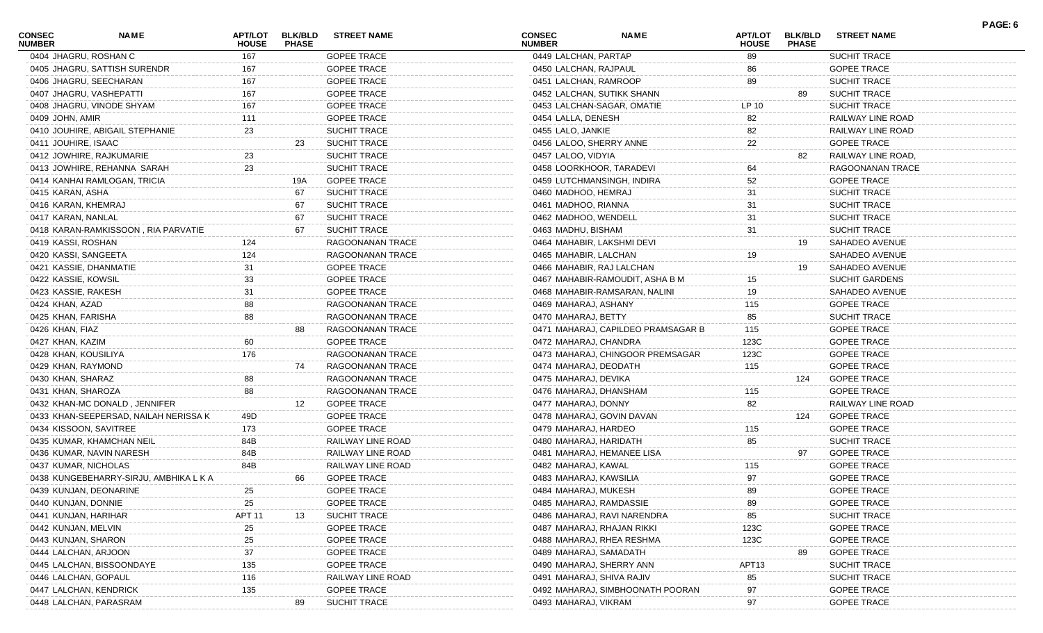| CONSEC NUMBER | NAME | APT/LOT HOUSE | BLK/BLD PHASE | STREET NAME |
|---|---|---|---|---|
| 0404 | JHAGRU, ROSHAN C | 167 | | GOPEE TRACE |
| 0405 | JHAGRU, SATTISH SURENDR | 167 | | GOPEE TRACE |
| 0406 | JHAGRU, SEECHARAN | 167 | | GOPEE TRACE |
| 0407 | JHAGRU, VASHEPATTI | 167 | | GOPEE TRACE |
| 0408 | JHAGRU, VINODE SHYAM | 167 | | GOPEE TRACE |
| 0409 | JOHN, AMIR | 111 | | GOPEE TRACE |
| 0410 | JOUHIRE, ABIGAIL STEPHANIE | 23 | | SUCHIT TRACE |
| 0411 | JOUHIRE, ISAAC | | 23 | SUCHIT TRACE |
| 0412 | JOWHIRE, RAJKUMARIE | 23 | | SUCHIT TRACE |
| 0413 | JOWHIRE, REHANNA SARAH | 23 | | SUCHIT TRACE |
| 0414 | KANHAI RAMLOGAN, TRICIA | | 19A | GOPEE TRACE |
| 0415 | KARAN, ASHA | | 67 | SUCHIT TRACE |
| 0416 | KARAN, KHEMRAJ | | 67 | SUCHIT TRACE |
| 0417 | KARAN, NANLAL | | 67 | SUCHIT TRACE |
| 0418 | KARAN-RAMKISSOON , RIA PARVATIE | | 67 | SUCHIT TRACE |
| 0419 | KASSI, ROSHAN | 124 | | RAGOONANAN TRACE |
| 0420 | KASSI, SANGEETA | 124 | | RAGOONANAN TRACE |
| 0421 | KASSIE, DHANMATIE | 31 | | GOPEE TRACE |
| 0422 | KASSIE, KOWSIL | 33 | | GOPEE TRACE |
| 0423 | KASSIE, RAKESH | 31 | | GOPEE TRACE |
| 0424 | KHAN, AZAD | 88 | | RAGOONANAN TRACE |
| 0425 | KHAN, FARISHA | 88 | | RAGOONANAN TRACE |
| 0426 | KHAN, FIAZ | | 88 | RAGOONANAN TRACE |
| 0427 | KHAN, KAZIM | 60 | | GOPEE TRACE |
| 0428 | KHAN, KOUSILIYA | 176 | | RAGOONANAN TRACE |
| 0429 | KHAN, RAYMOND | | 74 | RAGOONANAN TRACE |
| 0430 | KHAN, SHARAZ | 88 | | RAGOONANAN TRACE |
| 0431 | KHAN, SHAROZA | 88 | | RAGOONANAN TRACE |
| 0432 | KHAN-MC DONALD , JENNIFER | | 12 | GOPEE TRACE |
| 0433 | KHAN-SEEPERSAD, NAILAH NERISSA K | 49D | | GOPEE TRACE |
| 0434 | KISSOON, SAVITREE | 173 | | GOPEE TRACE |
| 0435 | KUMAR, KHAMCHAN NEIL | 84B | | RAILWAY LINE ROAD |
| 0436 | KUMAR, NAVIN NARESH | 84B | | RAILWAY LINE ROAD |
| 0437 | KUMAR, NICHOLAS | 84B | | RAILWAY LINE ROAD |
| 0438 | KUNGEBEHARRY-SIRJU, AMBHIKA L K A | | 66 | GOPEE TRACE |
| 0439 | KUNJAN, DEONARINE | 25 | | GOPEE TRACE |
| 0440 | KUNJAN, DONNIE | 25 | | GOPEE TRACE |
| 0441 | KUNJAN, HARIHAR | APT 11 | 13 | SUCHIT TRACE |
| 0442 | KUNJAN, MELVIN | 25 | | GOPEE TRACE |
| 0443 | KUNJAN, SHARON | 25 | | GOPEE TRACE |
| 0444 | LALCHAN, ARJOON | 37 | | GOPEE TRACE |
| 0445 | LALCHAN, BISSOONDAYE | 135 | | GOPEE TRACE |
| 0446 | LALCHAN, GOPAUL | 116 | | RAILWAY LINE ROAD |
| 0447 | LALCHAN, KENDRICK | 135 | | GOPEE TRACE |
| 0448 | LALCHAN, PARASRAM | | 89 | SUCHIT TRACE |
| 0449 | LALCHAN, PARTAP | 89 | | SUCHIT TRACE |
| 0450 | LALCHAN, RAJPAUL | 86 | | GOPEE TRACE |
| 0451 | LALCHAN, RAMROOP | 89 | | SUCHIT TRACE |
| 0452 | LALCHAN, SUTIKK SHANN | | 89 | SUCHIT TRACE |
| 0453 | LALCHAN-SAGAR, OMATIE | LP 10 | | SUCHIT TRACE |
| 0454 | LALLA, DENESH | 82 | | RAILWAY LINE ROAD |
| 0455 | LALO, JANKIE | 82 | | RAILWAY LINE ROAD |
| 0456 | LALOO, SHERRY ANNE | 22 | | GOPEE TRACE |
| 0457 | LALOO, VIDYIA | | 82 | RAILWAY LINE ROAD, |
| 0458 | LOORKHOOR, TARADEVI | 64 | | RAGOONANAN TRACE |
| 0459 | LUTCHMANSINGH, INDIRA | 52 | | GOPEE TRACE |
| 0460 | MADHOO, HEMRAJ | 31 | | SUCHIT TRACE |
| 0461 | MADHOO, RIANNA | 31 | | SUCHIT TRACE |
| 0462 | MADHOO, WENDELL | 31 | | SUCHIT TRACE |
| 0463 | MADHU, BISHAM | 31 | | SUCHIT TRACE |
| 0464 | MAHABIR, LAKSHMI DEVI | | 19 | SAHADEO AVENUE |
| 0465 | MAHABIR, LALCHAN | 19 | | SAHADEO AVENUE |
| 0466 | MAHABIR, RAJ LALCHAN | | 19 | SAHADEO AVENUE |
| 0467 | MAHABIR-RAMOUDIT, ASHA B M | 15 | | SUCHIT GARDENS |
| 0468 | MAHABIR-RAMSARAN, NALINI | 19 | | SAHADEO AVENUE |
| 0469 | MAHARAJ, ASHANY | 115 | | GOPEE TRACE |
| 0470 | MAHARAJ, BETTY | 85 | | SUCHIT TRACE |
| 0471 | MAHARAJ, CAPILDEO PRAMSAGAR B | 115 | | GOPEE TRACE |
| 0472 | MAHARAJ, CHANDRA | 123C | | GOPEE TRACE |
| 0473 | MAHARAJ, CHINGOOR PREMSAGAR | 123C | | GOPEE TRACE |
| 0474 | MAHARAJ, DEODATH | 115 | | GOPEE TRACE |
| 0475 | MAHARAJ, DEVIKA | | 124 | GOPEE TRACE |
| 0476 | MAHARAJ, DHANSHAM | 115 | | GOPEE TRACE |
| 0477 | MAHARAJ, DONNY | 82 | | RAILWAY LINE ROAD |
| 0478 | MAHARAJ, GOVIN DAVAN | | 124 | GOPEE TRACE |
| 0479 | MAHARAJ, HARDEO | 115 | | GOPEE TRACE |
| 0480 | MAHARAJ, HARIDATH | 85 | | SUCHIT TRACE |
| 0481 | MAHARAJ, HEMANEE LISA | | 97 | GOPEE TRACE |
| 0482 | MAHARAJ, KAWAL | 115 | | GOPEE TRACE |
| 0483 | MAHARAJ, KAWSILIA | 97 | | GOPEE TRACE |
| 0484 | MAHARAJ, MUKESH | 89 | | GOPEE TRACE |
| 0485 | MAHARAJ, RAMDASSIE | 89 | | GOPEE TRACE |
| 0486 | MAHARAJ, RAVI NARENDRA | 85 | | SUCHIT TRACE |
| 0487 | MAHARAJ, RHAJAN RIKKI | 123C | | GOPEE TRACE |
| 0488 | MAHARAJ, RHEA RESHMA | 123C | | GOPEE TRACE |
| 0489 | MAHARAJ, SAMADATH | | 89 | GOPEE TRACE |
| 0490 | MAHARAJ, SHERRY ANN | APT13 | | SUCHIT TRACE |
| 0491 | MAHARAJ, SHIVA RAJIV | 85 | | SUCHIT TRACE |
| 0492 | MAHARAJ, SIMBHOONATH POORAN | 97 | | GOPEE TRACE |
| 0493 | MAHARAJ, VIKRAM | 97 | | GOPEE TRACE |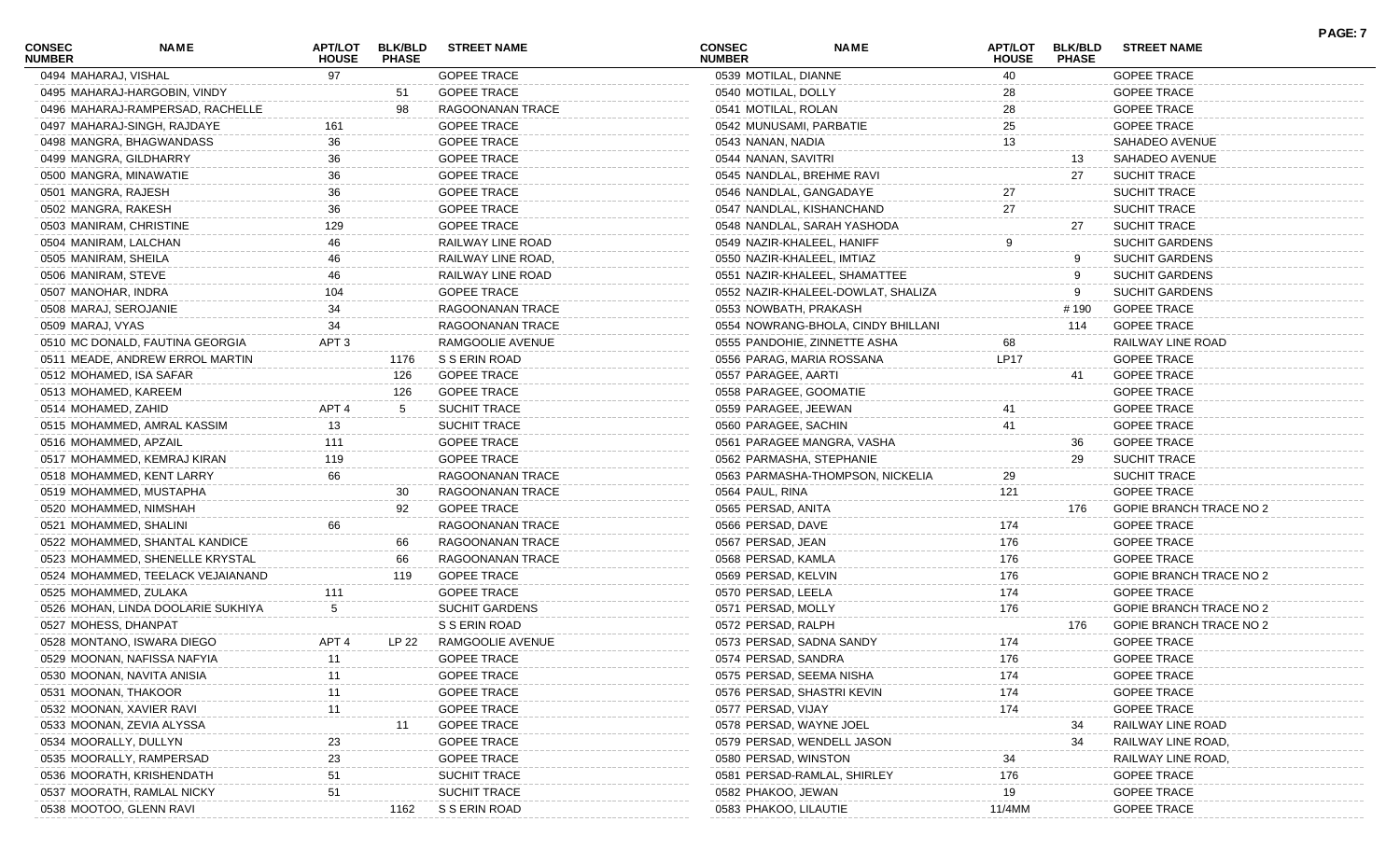| CONSEC NUMBER | NAME | APT/LOT HOUSE | BLK/BLD PHASE | STREET NAME |
|---|---|---|---|---|
| 0494 | MAHARAJ, VISHAL | 97 | | GOPEE TRACE |
| 0495 | MAHARAJ-HARGOBIN, VINDY | | 51 | GOPEE TRACE |
| 0496 | MAHARAJ-RAMPERSAD, RACHELLE | | 98 | RAGOONANAN TRACE |
| 0497 | MAHARAJ-SINGH, RAJDAYE | 161 | | GOPEE TRACE |
| 0498 | MANGRA, BHAGWANDASS | 36 | | GOPEE TRACE |
| 0499 | MANGRA, GILDHARRY | 36 | | GOPEE TRACE |
| 0500 | MANGRA, MINAWATIE | 36 | | GOPEE TRACE |
| 0501 | MANGRA, RAJESH | 36 | | GOPEE TRACE |
| 0502 | MANGRA, RAKESH | 36 | | GOPEE TRACE |
| 0503 | MANIRAM, CHRISTINE | 129 | | GOPEE TRACE |
| 0504 | MANIRAM, LALCHAN | 46 | | RAILWAY LINE ROAD |
| 0505 | MANIRAM, SHEILA | 46 | | RAILWAY LINE ROAD, |
| 0506 | MANIRAM, STEVE | 46 | | RAILWAY LINE ROAD |
| 0507 | MANOHAR, INDRA | 104 | | GOPEE TRACE |
| 0508 | MARAJ, SEROJANIE | 34 | | RAGOONANAN TRACE |
| 0509 | MARAJ, VYAS | 34 | | RAGOONANAN TRACE |
| 0510 | MC DONALD, FAUTINA GEORGIA | APT 3 | | RAMGOOLIE AVENUE |
| 0511 | MEADE, ANDREW ERROL MARTIN | | 1176 | S S ERIN ROAD |
| 0512 | MOHAMED, ISA SAFAR | | 126 | GOPEE TRACE |
| 0513 | MOHAMED, KAREEM | | 126 | GOPEE TRACE |
| 0514 | MOHAMED, ZAHID | APT 4 | 5 | SUCHIT TRACE |
| 0515 | MOHAMMED, AMRAL KASSIM | 13 | | SUCHIT TRACE |
| 0516 | MOHAMMED, APZAIL | 111 | | GOPEE TRACE |
| 0517 | MOHAMMED, KEMRAJ KIRAN | 119 | | GOPEE TRACE |
| 0518 | MOHAMMED, KENT LARRY | 66 | | RAGOONANAN TRACE |
| 0519 | MOHAMMED, MUSTAPHA | | 30 | RAGOONANAN TRACE |
| 0520 | MOHAMMED, NIMSHAH | | 92 | GOPEE TRACE |
| 0521 | MOHAMMED, SHALINI | 66 | | RAGOONANAN TRACE |
| 0522 | MOHAMMED, SHANTAL KANDICE | | 66 | RAGOONANAN TRACE |
| 0523 | MOHAMMED, SHENELLE KRYSTAL | | 66 | RAGOONANAN TRACE |
| 0524 | MOHAMMED, TEELACK VEJAIANAND | | 119 | GOPEE TRACE |
| 0525 | MOHAMMED, ZULAKA | 111 | | GOPEE TRACE |
| 0526 | MOHAN, LINDA DOOLARIE SUKHIYA | 5 | | SUCHIT GARDENS |
| 0527 | MOHESS, DHANPAT | | | S S ERIN ROAD |
| 0528 | MONTANO, ISWARA DIEGO | APT 4 | LP 22 | RAMGOOLIE AVENUE |
| 0529 | MOONAN, NAFISSA NAFYIA | 11 | | GOPEE TRACE |
| 0530 | MOONAN, NAVITA ANISIA | 11 | | GOPEE TRACE |
| 0531 | MOONAN, THAKOOR | 11 | | GOPEE TRACE |
| 0532 | MOONAN, XAVIER RAVI | 11 | | GOPEE TRACE |
| 0533 | MOONAN, ZEVIA ALYSSA | | 11 | GOPEE TRACE |
| 0534 | MOORALLY, DULLYN | 23 | | GOPEE TRACE |
| 0535 | MOORALLY, RAMPERSAD | 23 | | GOPEE TRACE |
| 0536 | MOORATH, KRISHENDATH | 51 | | SUCHIT TRACE |
| 0537 | MOORATH, RAMLAL NICKY | 51 | | SUCHIT TRACE |
| 0538 | MOOTOO, GLENN RAVI | | 1162 | S S ERIN ROAD |
| 0539 | MOTILAL, DIANNE | 40 | | GOPEE TRACE |
| 0540 | MOTILAL, DOLLY | 28 | | GOPEE TRACE |
| 0541 | MOTILAL, ROLAN | 28 | | GOPEE TRACE |
| 0542 | MUNUSAMI, PARBATIE | 25 | | GOPEE TRACE |
| 0543 | NANAN, NADIA | 13 | | SAHADEO AVENUE |
| 0544 | NANAN, SAVITRI | | 13 | SAHADEO AVENUE |
| 0545 | NANDLAL, BREHME RAVI | | 27 | SUCHIT TRACE |
| 0546 | NANDLAL, GANGADAYE | 27 | | SUCHIT TRACE |
| 0547 | NANDLAL, KISHANCHAND | 27 | | SUCHIT TRACE |
| 0548 | NANDLAL, SARAH YASHODA | | 27 | SUCHIT TRACE |
| 0549 | NAZIR-KHALEEL, HANIFF | 9 | | SUCHIT GARDENS |
| 0550 | NAZIR-KHALEEL, IMTIAZ | | 9 | SUCHIT GARDENS |
| 0551 | NAZIR-KHALEEL, SHAMATTEE | | 9 | SUCHIT GARDENS |
| 0552 | NAZIR-KHALEEL-DOWLAT, SHALIZA | | 9 | SUCHIT GARDENS |
| 0553 | NOWBATH, PRAKASH | | # 190 | GOPEE TRACE |
| 0554 | NOWRANG-BHOLA, CINDY BHILLANI | | 114 | GOPEE TRACE |
| 0555 | PANDOHIE, ZINNETTE ASHA | 68 | | RAILWAY LINE ROAD |
| 0556 | PARAG, MARIA ROSSANA | LP17 | | GOPEE TRACE |
| 0557 | PARAGEE, AARTI | | 41 | GOPEE TRACE |
| 0558 | PARAGEE, GOOMATIE | | | GOPEE TRACE |
| 0559 | PARAGEE, JEEWAN | 41 | | GOPEE TRACE |
| 0560 | PARAGEE, SACHIN | 41 | | GOPEE TRACE |
| 0561 | PARAGEE MANGRA, VASHA | | 36 | GOPEE TRACE |
| 0562 | PARMASHA, STEPHANIE | | 29 | SUCHIT TRACE |
| 0563 | PARMASHA-THOMPSON, NICKELIA | 29 | | SUCHIT TRACE |
| 0564 | PAUL, RINA | 121 | | GOPEE TRACE |
| 0565 | PERSAD, ANITA | | 176 | GOPIE BRANCH TRACE NO 2 |
| 0566 | PERSAD, DAVE | 174 | | GOPEE TRACE |
| 0567 | PERSAD, JEAN | 176 | | GOPEE TRACE |
| 0568 | PERSAD, KAMLA | 176 | | GOPEE TRACE |
| 0569 | PERSAD, KELVIN | 176 | | GOPIE BRANCH TRACE NO 2 |
| 0570 | PERSAD, LEELA | 174 | | GOPEE TRACE |
| 0571 | PERSAD, MOLLY | 176 | | GOPIE BRANCH TRACE NO 2 |
| 0572 | PERSAD, RALPH | | 176 | GOPIE BRANCH TRACE NO 2 |
| 0573 | PERSAD, SADNA SANDY | 174 | | GOPEE TRACE |
| 0574 | PERSAD, SANDRA | 176 | | GOPEE TRACE |
| 0575 | PERSAD, SEEMA NISHA | 174 | | GOPEE TRACE |
| 0576 | PERSAD, SHASTRI KEVIN | 174 | | GOPEE TRACE |
| 0577 | PERSAD, VIJAY | 174 | | GOPEE TRACE |
| 0578 | PERSAD, WAYNE JOEL | | 34 | RAILWAY LINE ROAD |
| 0579 | PERSAD, WENDELL JASON | | 34 | RAILWAY LINE ROAD, |
| 0580 | PERSAD, WINSTON | 34 | | RAILWAY LINE ROAD, |
| 0581 | PERSAD-RAMLAL, SHIRLEY | 176 | | GOPEE TRACE |
| 0582 | PHAKOO, JEWAN | 19 | | GOPEE TRACE |
| 0583 | PHAKOO, LILAUTIE | 11/4MM | | GOPEE TRACE |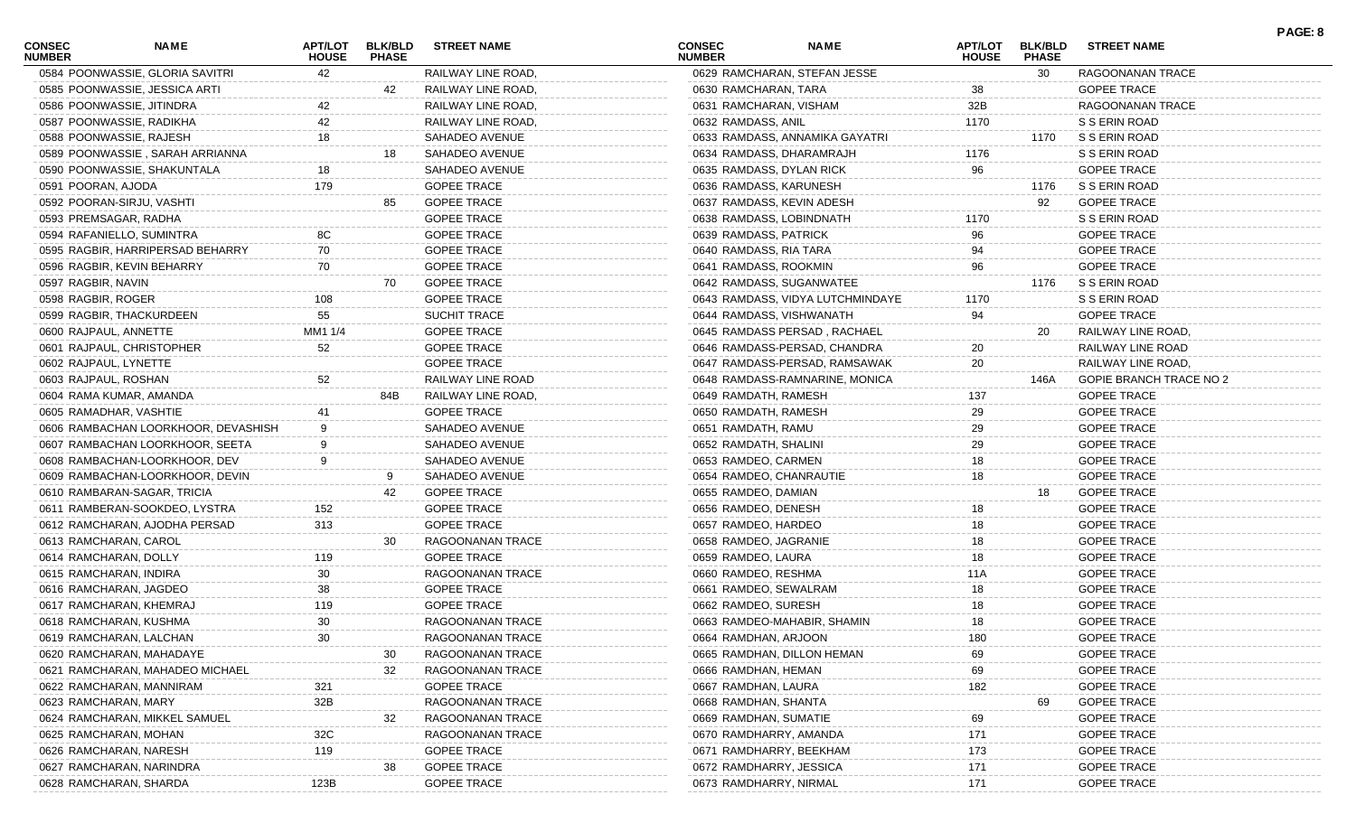| CONSEC NUMBER | NAME | APT/LOT HOUSE | BLK/BLD PHASE | STREET NAME |
|---|---|---|---|---|
| 0584 | POONWASSIE, GLORIA SAVITRI | 42 | | RAILWAY LINE ROAD, |
| 0585 | POONWASSIE, JESSICA ARTI | | 42 | RAILWAY LINE ROAD, |
| 0586 | POONWASSIE, JITINDRA | 42 | | RAILWAY LINE ROAD, |
| 0587 | POONWASSIE, RADIKHA | 42 | | RAILWAY LINE ROAD, |
| 0588 | POONWASSIE, RAJESH | 18 | | SAHADEO AVENUE |
| 0589 | POONWASSIE , SARAH ARRIANNA | | 18 | SAHADEO AVENUE |
| 0590 | POONWASSIE, SHAKUNTALA | 18 | | SAHADEO AVENUE |
| 0591 | POORAN, AJODA | 179 | | GOPEE TRACE |
| 0592 | POORAN-SIRJU, VASHTI | | 85 | GOPEE TRACE |
| 0593 | PREMSAGAR, RADHA | | | GOPEE TRACE |
| 0594 | RAFANIELLO, SUMINTRA | 8C | | GOPEE TRACE |
| 0595 | RAGBIR, HARRIPERSAD BEHARRY | 70 | | GOPEE TRACE |
| 0596 | RAGBIR, KEVIN BEHARRY | 70 | | GOPEE TRACE |
| 0597 | RAGBIR, NAVIN | | 70 | GOPEE TRACE |
| 0598 | RAGBIR, ROGER | 108 | | GOPEE TRACE |
| 0599 | RAGBIR, THACKURDEEN | 55 | | SUCHIT TRACE |
| 0600 | RAJPAUL, ANNETTE | MM1 1/4 | | GOPEE TRACE |
| 0601 | RAJPAUL, CHRISTOPHER | 52 | | GOPEE TRACE |
| 0602 | RAJPAUL, LYNETTE | | | GOPEE TRACE |
| 0603 | RAJPAUL, ROSHAN | 52 | | RAILWAY LINE ROAD |
| 0604 | RAMA KUMAR, AMANDA | | 84B | RAILWAY LINE ROAD, |
| 0605 | RAMADHAR, VASHTIE | 41 | | GOPEE TRACE |
| 0606 | RAMBACHAN LOORKHOOR, DEVASHISH | 9 | | SAHADEO AVENUE |
| 0607 | RAMBACHAN LOORKHOOR, SEETA | 9 | | SAHADEO AVENUE |
| 0608 | RAMBACHAN-LOORKHOOR, DEV | 9 | | SAHADEO AVENUE |
| 0609 | RAMBACHAN-LOORKHOOR, DEVIN | | 9 | SAHADEO AVENUE |
| 0610 | RAMBARAN-SAGAR, TRICIA | | 42 | GOPEE TRACE |
| 0611 | RAMBERAN-SOOKDEO, LYSTRA | 152 | | GOPEE TRACE |
| 0612 | RAMCHARAN, AJODHA PERSAD | 313 | | GOPEE TRACE |
| 0613 | RAMCHARAN, CAROL | | 30 | RAGOONANAN TRACE |
| 0614 | RAMCHARAN, DOLLY | 119 | | GOPEE TRACE |
| 0615 | RAMCHARAN, INDIRA | 30 | | RAGOONANAN TRACE |
| 0616 | RAMCHARAN, JAGDEO | 38 | | GOPEE TRACE |
| 0617 | RAMCHARAN, KHEMRAJ | 119 | | GOPEE TRACE |
| 0618 | RAMCHARAN, KUSHMA | 30 | | RAGOONANAN TRACE |
| 0619 | RAMCHARAN, LALCHAN | 30 | | RAGOONANAN TRACE |
| 0620 | RAMCHARAN, MAHADAYE | | 30 | RAGOONANAN TRACE |
| 0621 | RAMCHARAN, MAHADEO MICHAEL | | 32 | RAGOONANAN TRACE |
| 0622 | RAMCHARAN, MANNIRAM | 321 | | GOPEE TRACE |
| 0623 | RAMCHARAN, MARY | 32B | | RAGOONANAN TRACE |
| 0624 | RAMCHARAN, MIKKEL SAMUEL | | 32 | RAGOONANAN TRACE |
| 0625 | RAMCHARAN, MOHAN | 32C | | RAGOONANAN TRACE |
| 0626 | RAMCHARAN, NARESH | 119 | | GOPEE TRACE |
| 0627 | RAMCHARAN, NARINDRA | | 38 | GOPEE TRACE |
| 0628 | RAMCHARAN, SHARDA | 123B | | GOPEE TRACE |
| 0629 | RAMCHARAN, STEFAN JESSE | | 30 | RAGOONANAN TRACE |
| 0630 | RAMCHARAN, TARA | 38 | | GOPEE TRACE |
| 0631 | RAMCHARAN, VISHAM | 32B | | RAGOONANAN TRACE |
| 0632 | RAMDASS, ANIL | 1170 | | S S ERIN ROAD |
| 0633 | RAMDASS, ANNAMIKA GAYATRI | | 1170 | S S ERIN ROAD |
| 0634 | RAMDASS, DHARAMRAJH | 1176 | | S S ERIN ROAD |
| 0635 | RAMDASS, DYLAN RICK | 96 | | GOPEE TRACE |
| 0636 | RAMDASS, KARUNESH | | 1176 | S S ERIN ROAD |
| 0637 | RAMDASS, KEVIN ADESH | | 92 | GOPEE TRACE |
| 0638 | RAMDASS, LOBINDNATH | 1170 | | S S ERIN ROAD |
| 0639 | RAMDASS, PATRICK | 96 | | GOPEE TRACE |
| 0640 | RAMDASS, RIA TARA | 94 | | GOPEE TRACE |
| 0641 | RAMDASS, ROOKMIN | 96 | | GOPEE TRACE |
| 0642 | RAMDASS, SUGANWATEE | | 1176 | S S ERIN ROAD |
| 0643 | RAMDASS, VIDYA LUTCHMINDAYE | 1170 | | S S ERIN ROAD |
| 0644 | RAMDASS, VISHWANATH | 94 | | GOPEE TRACE |
| 0645 | RAMDASS PERSAD , RACHAEL | | 20 | RAILWAY LINE ROAD, |
| 0646 | RAMDASS-PERSAD, CHANDRA | 20 | | RAILWAY LINE ROAD |
| 0647 | RAMDASS-PERSAD, RAMSAWAK | 20 | | RAILWAY LINE ROAD, |
| 0648 | RAMDASS-RAMNARINE, MONICA | | 146A | GOPIE BRANCH TRACE NO 2 |
| 0649 | RAMDATH, RAMESH | 137 | | GOPEE TRACE |
| 0650 | RAMDATH, RAMESH | 29 | | GOPEE TRACE |
| 0651 | RAMDATH, RAMU | 29 | | GOPEE TRACE |
| 0652 | RAMDATH, SHALINI | 29 | | GOPEE TRACE |
| 0653 | RAMDEO, CARMEN | 18 | | GOPEE TRACE |
| 0654 | RAMDEO, CHANRAUTIE | 18 | | GOPEE TRACE |
| 0655 | RAMDEO, DAMIAN | | 18 | GOPEE TRACE |
| 0656 | RAMDEO, DENESH | 18 | | GOPEE TRACE |
| 0657 | RAMDEO, HARDEO | 18 | | GOPEE TRACE |
| 0658 | RAMDEO, JAGRANIE | 18 | | GOPEE TRACE |
| 0659 | RAMDEO, LAURA | 18 | | GOPEE TRACE |
| 0660 | RAMDEO, RESHMA | 11A | | GOPEE TRACE |
| 0661 | RAMDEO, SEWALRAM | 18 | | GOPEE TRACE |
| 0662 | RAMDEO, SURESH | 18 | | GOPEE TRACE |
| 0663 | RAMDEO-MAHABIR, SHAMIN | 18 | | GOPEE TRACE |
| 0664 | RAMDHAN, ARJOON | 180 | | GOPEE TRACE |
| 0665 | RAMDHAN, DILLON HEMAN | 69 | | GOPEE TRACE |
| 0666 | RAMDHAN, HEMAN | 69 | | GOPEE TRACE |
| 0667 | RAMDHAN, LAURA | 182 | | GOPEE TRACE |
| 0668 | RAMDHAN, SHANTA | | 69 | GOPEE TRACE |
| 0669 | RAMDHAN, SUMATIE | 69 | | GOPEE TRACE |
| 0670 | RAMDHARRY, AMANDA | 171 | | GOPEE TRACE |
| 0671 | RAMDHARRY, BEEKHAM | 173 | | GOPEE TRACE |
| 0672 | RAMDHARRY, JESSICA | 171 | | GOPEE TRACE |
| 0673 | RAMDHARRY, NIRMAL | 171 | | GOPEE TRACE |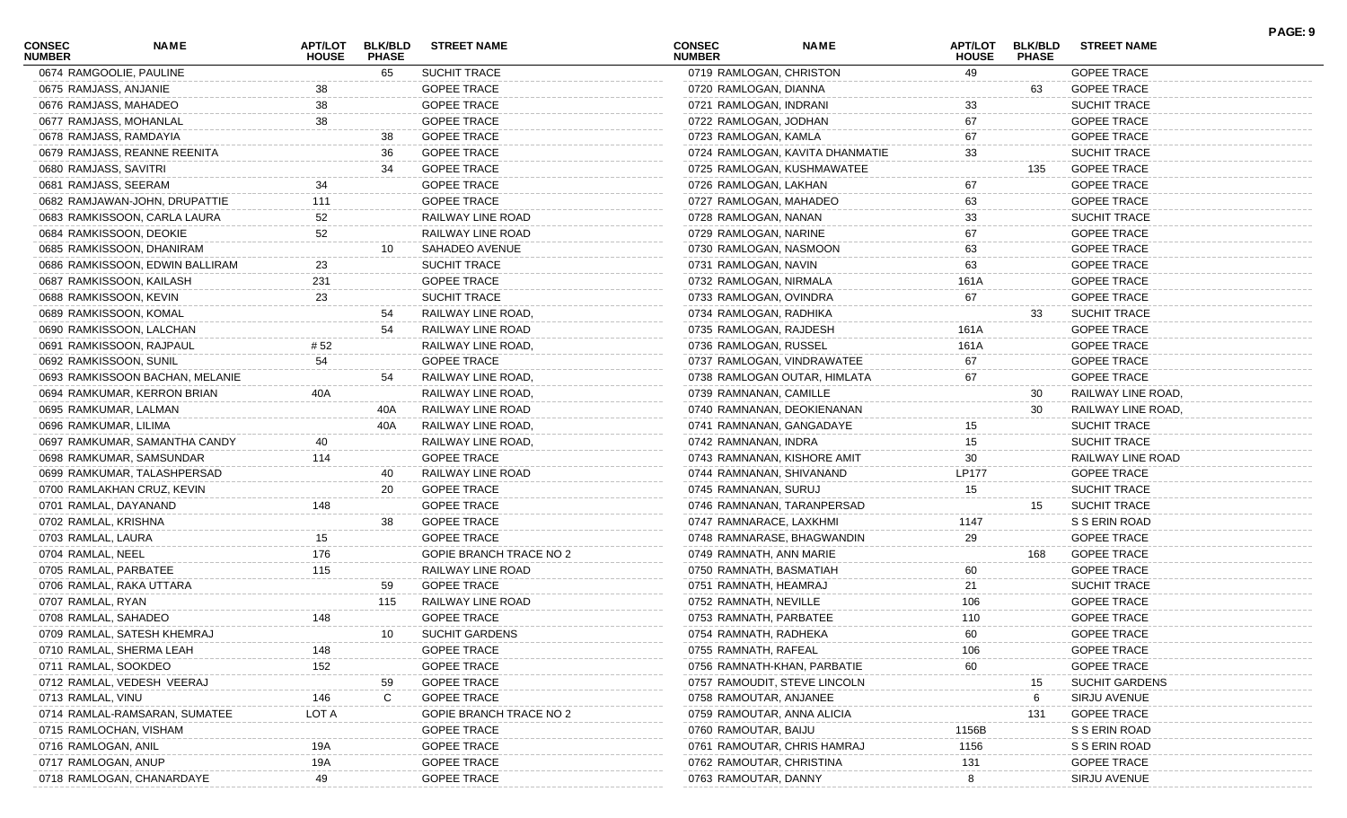| CONSEC NUMBER | NAME | APT/LOT HOUSE | BLK/BLD PHASE | STREET NAME |
|---|---|---|---|---|
| 0674 | RAMGOOLIE, PAULINE | | 65 | SUCHIT TRACE |
| 0675 | RAMJASS, ANJANIE | 38 | | GOPEE TRACE |
| 0676 | RAMJASS, MAHADEO | 38 | | GOPEE TRACE |
| 0677 | RAMJASS, MOHANLAL | 38 | | GOPEE TRACE |
| 0678 | RAMJASS, RAMDAYIA | | 38 | GOPEE TRACE |
| 0679 | RAMJASS, REANNE REENITA | | 36 | GOPEE TRACE |
| 0680 | RAMJASS, SAVITRI | | 34 | GOPEE TRACE |
| 0681 | RAMJASS, SEERAM | 34 | | GOPEE TRACE |
| 0682 | RAMJAWAN-JOHN, DRUPATTIE | 111 | | GOPEE TRACE |
| 0683 | RAMKISSOON, CARLA LAURA | 52 | | RAILWAY LINE ROAD |
| 0684 | RAMKISSOON, DEOKIE | 52 | | RAILWAY LINE ROAD |
| 0685 | RAMKISSOON, DHANIRAM | | 10 | SAHADEO AVENUE |
| 0686 | RAMKISSOON, EDWIN BALLIRAM | 23 | | SUCHIT TRACE |
| 0687 | RAMKISSOON, KAILASH | 231 | | GOPEE TRACE |
| 0688 | RAMKISSOON, KEVIN | 23 | | SUCHIT TRACE |
| 0689 | RAMKISSOON, KOMAL | | 54 | RAILWAY LINE ROAD, |
| 0690 | RAMKISSOON, LALCHAN | | 54 | RAILWAY LINE ROAD |
| 0691 | RAMKISSOON, RAJPAUL | # 52 | | RAILWAY LINE ROAD, |
| 0692 | RAMKISSOON, SUNIL | 54 | | GOPEE TRACE |
| 0693 | RAMKISSOON BACHAN, MELANIE | | 54 | RAILWAY LINE ROAD, |
| 0694 | RAMKUMAR, KERRON BRIAN | 40A | | RAILWAY LINE ROAD, |
| 0695 | RAMKUMAR, LALMAN | | 40A | RAILWAY LINE ROAD |
| 0696 | RAMKUMAR, LILIMA | | 40A | RAILWAY LINE ROAD, |
| 0697 | RAMKUMAR, SAMANTHA CANDY | 40 | | RAILWAY LINE ROAD, |
| 0698 | RAMKUMAR, SAMSUNDAR | 114 | | GOPEE TRACE |
| 0699 | RAMKUMAR, TALASHPERSAD | | 40 | RAILWAY LINE ROAD |
| 0700 | RAMLAKHAN CRUZ, KEVIN | | 20 | GOPEE TRACE |
| 0701 | RAMLAL, DAYANAND | 148 | | GOPEE TRACE |
| 0702 | RAMLAL, KRISHNA | | 38 | GOPEE TRACE |
| 0703 | RAMLAL, LAURA | 15 | | GOPEE TRACE |
| 0704 | RAMLAL, NEEL | 176 | | GOPIE BRANCH TRACE NO 2 |
| 0705 | RAMLAL, PARBATEE | 115 | | RAILWAY LINE ROAD |
| 0706 | RAMLAL, RAKA UTTARA | | 59 | GOPEE TRACE |
| 0707 | RAMLAL, RYAN | | 115 | RAILWAY LINE ROAD |
| 0708 | RAMLAL, SAHADEO | 148 | | GOPEE TRACE |
| 0709 | RAMLAL, SATESH KHEMRAJ | | 10 | SUCHIT GARDENS |
| 0710 | RAMLAL, SHERMA LEAH | 148 | | GOPEE TRACE |
| 0711 | RAMLAL, SOOKDEO | 152 | | GOPEE TRACE |
| 0712 | RAMLAL, VEDESH VEERAJ | | 59 | GOPEE TRACE |
| 0713 | RAMLAL, VINU | 146 | C | GOPEE TRACE |
| 0714 | RAMLAL-RAMSARAN, SUMATEE | LOT A | | GOPIE BRANCH TRACE NO 2 |
| 0715 | RAMLOCHAN, VISHAM | | | GOPEE TRACE |
| 0716 | RAMLOGAN, ANIL | 19A | | GOPEE TRACE |
| 0717 | RAMLOGAN, ANUP | 19A | | GOPEE TRACE |
| 0718 | RAMLOGAN, CHANARDAYE | 49 | | GOPEE TRACE |
| 0719 | RAMLOGAN, CHRISTON | 49 | | GOPEE TRACE |
| 0720 | RAMLOGAN, DIANNA | | 63 | GOPEE TRACE |
| 0721 | RAMLOGAN, INDRANI | 33 | | SUCHIT TRACE |
| 0722 | RAMLOGAN, JODHAN | 67 | | GOPEE TRACE |
| 0723 | RAMLOGAN, KAMLA | 67 | | GOPEE TRACE |
| 0724 | RAMLOGAN, KAVITA DHANMATIE | 33 | | SUCHIT TRACE |
| 0725 | RAMLOGAN, KUSHMAWATEE | | 135 | GOPEE TRACE |
| 0726 | RAMLOGAN, LAKHAN | 67 | | GOPEE TRACE |
| 0727 | RAMLOGAN, MAHADEO | 63 | | GOPEE TRACE |
| 0728 | RAMLOGAN, NANAN | 33 | | SUCHIT TRACE |
| 0729 | RAMLOGAN, NARINE | 67 | | GOPEE TRACE |
| 0730 | RAMLOGAN, NASMOON | 63 | | GOPEE TRACE |
| 0731 | RAMLOGAN, NAVIN | 63 | | GOPEE TRACE |
| 0732 | RAMLOGAN, NIRMALA | 161A | | GOPEE TRACE |
| 0733 | RAMLOGAN, OVINDRA | 67 | | GOPEE TRACE |
| 0734 | RAMLOGAN, RADHIKA | | 33 | SUCHIT TRACE |
| 0735 | RAMLOGAN, RAJDESH | 161A | | GOPEE TRACE |
| 0736 | RAMLOGAN, RUSSEL | 161A | | GOPEE TRACE |
| 0737 | RAMLOGAN, VINDRAWATEE | 67 | | GOPEE TRACE |
| 0738 | RAMLOGAN OUTAR, HIMLATA | 67 | | GOPEE TRACE |
| 0739 | RAMNANAN, CAMILLE | | 30 | RAILWAY LINE ROAD, |
| 0740 | RAMNANAN, DEOKIENANAN | | 30 | RAILWAY LINE ROAD, |
| 0741 | RAMNANAN, GANGADAYE | 15 | | SUCHIT TRACE |
| 0742 | RAMNANAN, INDRA | 15 | | SUCHIT TRACE |
| 0743 | RAMNANAN, KISHORE AMIT | 30 | | RAILWAY LINE ROAD |
| 0744 | RAMNANAN, SHIVANAND | LP177 | | GOPEE TRACE |
| 0745 | RAMNANAN, SURUJ | 15 | | SUCHIT TRACE |
| 0746 | RAMNANAN, TARANPERSAD | | 15 | SUCHIT TRACE |
| 0747 | RAMNARACE, LAXKHMI | 1147 | | S S ERIN ROAD |
| 0748 | RAMNARASE, BHAGWANDIN | 29 | | GOPEE TRACE |
| 0749 | RAMNATH, ANN MARIE | | 168 | GOPEE TRACE |
| 0750 | RAMNATH, BASMATIAH | 60 | | GOPEE TRACE |
| 0751 | RAMNATH, HEAMRAJ | 21 | | SUCHIT TRACE |
| 0752 | RAMNATH, NEVILLE | 106 | | GOPEE TRACE |
| 0753 | RAMNATH, PARBATEE | 110 | | GOPEE TRACE |
| 0754 | RAMNATH, RADHEKA | 60 | | GOPEE TRACE |
| 0755 | RAMNATH, RAFEAL | 106 | | GOPEE TRACE |
| 0756 | RAMNATH-KHAN, PARBATIE | 60 | | GOPEE TRACE |
| 0757 | RAMOUDIT, STEVE LINCOLN | | 15 | SUCHIT GARDENS |
| 0758 | RAMOUTAR, ANJANEE | | 6 | SIRJU AVENUE |
| 0759 | RAMOUTAR, ANNA ALICIA | | 131 | GOPEE TRACE |
| 0760 | RAMOUTAR, BAIJU | 1156B | | S S ERIN ROAD |
| 0761 | RAMOUTAR, CHRIS HAMRAJ | 1156 | | S S ERIN ROAD |
| 0762 | RAMOUTAR, CHRISTINA | 131 | | GOPEE TRACE |
| 0763 | RAMOUTAR, DANNY | 8 | | SIRJU AVENUE |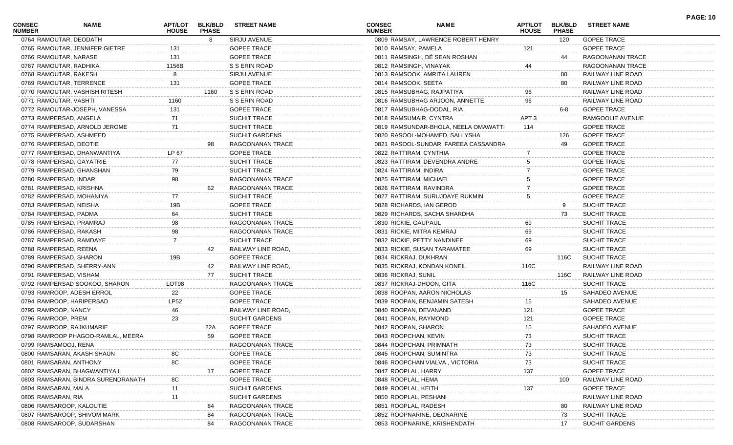| CONSEC NUMBER | NAME | APT/LOT HOUSE | BLK/BLD PHASE | STREET NAME |
|---|---|---|---|---|
| 0764 | RAMOUTAR, DEODATH | | 8 | SIRJU AVENUE |
| 0765 | RAMOUTAR, JENNIFER GIETRE | 131 | | GOPEE TRACE |
| 0766 | RAMOUTAR, NARASE | 131 | | GOPEE TRACE |
| 0767 | RAMOUTAR, RADHIKA | 1156B | | S S ERIN ROAD |
| 0768 | RAMOUTAR, RAKESH | 8 | | SIRJU AVENUE |
| 0769 | RAMOUTAR, TERRENCE | 131 | | GOPEE TRACE |
| 0770 | RAMOUTAR, VASHISH RITESH | | 1160 | S S ERIN ROAD |
| 0771 | RAMOUTAR, VASHTI | 1160 | | S S ERIN ROAD |
| 0772 | RAMOUTAR-JOSEPH, VANESSA | 131 | | GOPEE TRACE |
| 0773 | RAMPERSAD, ANGELA | 71 | | SUCHIT TRACE |
| 0774 | RAMPERSAD, ARNOLD JEROME | 71 | | SUCHIT TRACE |
| 0775 | RAMPERSAD, ASHMEED | | | SUCHIT GARDENS |
| 0776 | RAMPERSAD, DEOTIE | | 98 | RAGOONANAN TRACE |
| 0777 | RAMPERSAD, DHANWANTIYA | LP 67 | | GOPEE TRACE |
| 0778 | RAMPERSAD, GAYATRIE | 77 | | SUCHIT TRACE |
| 0779 | RAMPERSAD, GHANSHAN | 79 | | SUCHIT TRACE |
| 0780 | RAMPERSAD, INDAR | 98 | | RAGOONANAN TRACE |
| 0781 | RAMPERSAD, KRISHNA | | 62 | RAGOONANAN TRACE |
| 0782 | RAMPERSAD, MOHANIYA | 77 | | SUCHIT TRACE |
| 0783 | RAMPERSAD, NEISHA | 19B | | GOPEE TRACE |
| 0784 | RAMPERSAD, PADMA | 64 | | SUCHIT TRACE |
| 0785 | RAMPERSAD, PRAMRAJ | 98 | | RAGOONANAN TRACE |
| 0786 | RAMPERSAD, RAKASH | 98 | | RAGOONANAN TRACE |
| 0787 | RAMPERSAD, RAMDAYE | 7 | | SUCHIT TRACE |
| 0788 | RAMPERSAD, REENA | | 42 | RAILWAY LINE ROAD, |
| 0789 | RAMPERSAD, SHARON | 19B | | GOPEE TRACE |
| 0790 | RAMPERSAD, SHERRY-ANN | | 42 | RAILWAY LINE ROAD, |
| 0791 | RAMPERSAD, VISHAM | | 77 | SUCHIT TRACE |
| 0792 | RAMPERSAD SOOKOO, SHARON | LOT98 | | RAGOONANAN TRACE |
| 0793 | RAMROOP, ADESH ERROL | 22 | | GOPEE TRACE |
| 0794 | RAMROOP, HARIPERSAD | LP52 | | GOPEE TRACE |
| 0795 | RAMROOP, NANCY | 46 | | RAILWAY LINE ROAD, |
| 0796 | RAMROOP, PREM | 23 | | SUCHIT GARDENS |
| 0797 | RAMROOP, RAJKUMARIE | | 22A | GOPEE TRACE |
| 0798 | RAMROOP PHAGOO-RAMLAL, MEERA | | 59 | GOPEE TRACE |
| 0799 | RAMSAMOOJ, RENA | | | RAGOONANAN TRACE |
| 0800 | RAMSARAN, AKASH SHAUN | 8C | | GOPEE TRACE |
| 0801 | RAMSARAN, ANTHONY | 8C | | GOPEE TRACE |
| 0802 | RAMSARAN, BHAGWANTIYA L | | 17 | GOPEE TRACE |
| 0803 | RAMSARAN, BINDRA SURENDRANATH | 8C | | GOPEE TRACE |
| 0804 | RAMSARAN, MALA | 11 | | SUCHIT GARDENS |
| 0805 | RAMSARAN, RIA | 11 | | SUCHIT GARDENS |
| 0806 | RAMSAROOP, KALOUTIE | | 84 | RAGOONANAN TRACE |
| 0807 | RAMSAROOP, SHIVOM MARK | | 84 | RAGOONANAN TRACE |
| 0808 | RAMSAROOP, SUDARSHAN | | 84 | RAGOONANAN TRACE |
| 0809 | RAMSAY, LAWRENCE ROBERT HENRY | | 120 | GOPEE TRACE |
| 0810 | RAMSAY, PAMELA | 121 | | GOPEE TRACE |
| 0811 | RAMSINGH, DÉ SEAN ROSHAN | | 44 | RAGOONANAN TRACE |
| 0812 | RAMSINGH, VINAYAK | 44 | | RAGOONANAN TRACE |
| 0813 | RAMSOOK, AMRITA LAUREN | | 80 | RAILWAY LINE ROAD |
| 0814 | RAMSOOK, SEETA | | 80 | RAILWAY LINE ROAD |
| 0815 | RAMSUBHAG, RAJPATIYA | 96 | | RAILWAY LINE ROAD |
| 0816 | RAMSUBHAG ARJOON, ANNETTE | 96 | | RAILWAY LINE ROAD |
| 0817 | RAMSUBHAG-DODAL, RIA | | 6-8 | GOPEE TRACE |
| 0818 | RAMSUMAIR, CYNTRA | APT 3 | | RAMGOOLIE AVENUE |
| 0819 | RAMSUNDAR-BHOLA, NEELA OMAWATTI | 114 | | GOPEE TRACE |
| 0820 | RASOOL-MOHAMED, SALLYSHA | | 126 | GOPEE TRACE |
| 0821 | RASOOL-SUNDAR, FAREEA CASSANDRA | | 49 | GOPEE TRACE |
| 0822 | RATTIRAM, CYNTHIA | 7 | | GOPEE TRACE |
| 0823 | RATTIRAM, DEVENDRA ANDRE | 5 | | GOPEE TRACE |
| 0824 | RATTIRAM, INDIRA | 7 | | GOPEE TRACE |
| 0825 | RATTIRAM, MICHAEL | 5 | | GOPEE TRACE |
| 0826 | RATTIRAM, RAVINDRA | 7 | | GOPEE TRACE |
| 0827 | RATTIRAM, SURUJDAYE RUKMIN | 5 | | GOPEE TRACE |
| 0828 | RICHARDS, IAN GEROD | | 9 | SUCHIT TRACE |
| 0829 | RICHARDS, SACHA SHARDHA | | 73 | SUCHIT TRACE |
| 0830 | RICKIE, GAUPAUL | 69 | | SUCHIT TRACE |
| 0831 | RICKIE, MITRA KEMRAJ | 69 | | SUCHIT TRACE |
| 0832 | RICKIE, PETTY NANDINEE | 69 | | SUCHIT TRACE |
| 0833 | RICKIE, SUSAN TARAMATEE | 69 | | SUCHIT TRACE |
| 0834 | RICKRAJ, DUKHRAN | | 116C | SUCHIT TRACE |
| 0835 | RICKRAJ, KONDAN KONEIL | 116C | | RAILWAY LINE ROAD |
| 0836 | RICKRAJ, SUNIL | | 116C | RAILWAY LINE ROAD |
| 0837 | RICKRAJ-DHOON, GITA | 116C | | SUCHIT TRACE |
| 0838 | ROOPAN, AARON NICHOLAS | | 15 | SAHADEO AVENUE |
| 0839 | ROOPAN, BENJAMIN SATESH | 15 | | SAHADEO AVENUE |
| 0840 | ROOPAN, DEVANAND | 121 | | GOPEE TRACE |
| 0841 | ROOPAN, RAYMOND | 121 | | GOPEE TRACE |
| 0842 | ROOPAN, SHARON | 15 | | SAHADEO AVENUE |
| 0843 | ROOPCHAN, KEVIN | 73 | | SUCHIT TRACE |
| 0844 | ROOPCHAN, PRIMNATH | 73 | | SUCHIT TRACE |
| 0845 | ROOPCHAN, SUMINTRA | 73 | | SUCHIT TRACE |
| 0846 | ROOPCHAN VIALVA , VICTORIA | 73 | | SUCHIT TRACE |
| 0847 | ROOPLAL, HARRY | 137 | | GOPEE TRACE |
| 0848 | ROOPLAL, HEMA | | 100 | RAILWAY LINE ROAD |
| 0849 | ROOPLAL, KEITH | 137 | | GOPEE TRACE |
| 0850 | ROOPLAL, PESHANI | | | RAILWAY LINE ROAD |
| 0851 | ROOPLAL, RADESH | | 80 | RAILWAY LINE ROAD |
| 0852 | ROOPNARINE, DEONARINE | | 73 | SUCHIT TRACE |
| 0853 | ROOPNARINE, KRISHENDATH | | 17 | SUCHIT GARDENS |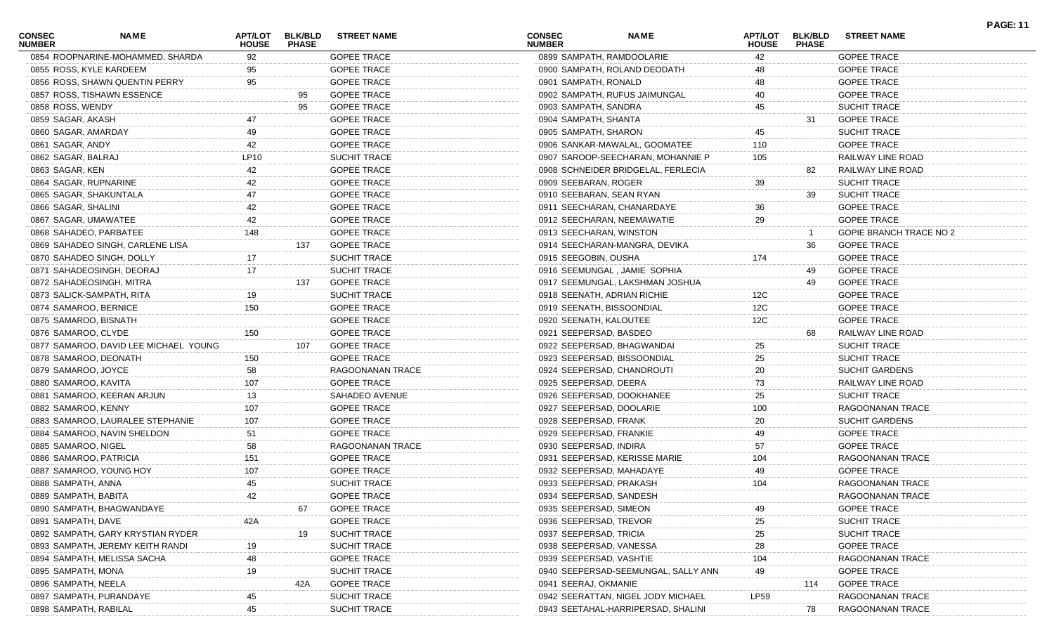| CONSEC NUMBER | NAME | APT/LOT HOUSE | BLK/BLD PHASE | STREET NAME |
|---|---|---|---|---|
| 0854 | ROOPNARINE-MOHAMMED, SHARDA | 92 | | GOPEE TRACE |
| 0855 | ROSS, KYLE KARDEEM | 95 | | GOPEE TRACE |
| 0856 | ROSS, SHAWN QUENTIN PERRY | 95 | | GOPEE TRACE |
| 0857 | ROSS, TISHAWN ESSENCE | | 95 | GOPEE TRACE |
| 0858 | ROSS, WENDY | | 95 | GOPEE TRACE |
| 0859 | SAGAR, AKASH | 47 | | GOPEE TRACE |
| 0860 | SAGAR, AMARDAY | 49 | | GOPEE TRACE |
| 0861 | SAGAR, ANDY | 42 | | GOPEE TRACE |
| 0862 | SAGAR, BALRAJ | LP10 | | SUCHIT TRACE |
| 0863 | SAGAR, KEN | 42 | | GOPEE TRACE |
| 0864 | SAGAR, RUPNARINE | 42 | | GOPEE TRACE |
| 0865 | SAGAR, SHAKUNTALA | 47 | | GOPEE TRACE |
| 0866 | SAGAR, SHALINI | 42 | | GOPEE TRACE |
| 0867 | SAGAR, UMAWATEE | 42 | | GOPEE TRACE |
| 0868 | SAHADEO, PARBATEE | 148 | | GOPEE TRACE |
| 0869 | SAHADEO SINGH, CARLENE LISA | | 137 | GOPEE TRACE |
| 0870 | SAHADEO SINGH, DOLLY | 17 | | SUCHIT TRACE |
| 0871 | SAHADEOSINGH, DEORAJ | 17 | | SUCHIT TRACE |
| 0872 | SAHADEOSINGH, MITRA | | 137 | GOPEE TRACE |
| 0873 | SALICK-SAMPATH, RITA | 19 | | SUCHIT TRACE |
| 0874 | SAMAROO, BERNICE | 150 | | GOPEE TRACE |
| 0875 | SAMAROO, BISNATH | | | GOPEE TRACE |
| 0876 | SAMAROO, CLYDE | 150 | | GOPEE TRACE |
| 0877 | SAMAROO, DAVID LEE MICHAEL YOUNG | | 107 | GOPEE TRACE |
| 0878 | SAMAROO, DEONATH | 150 | | GOPEE TRACE |
| 0879 | SAMAROO, JOYCE | 58 | | RAGOONANAN TRACE |
| 0880 | SAMAROO, KAVITA | 107 | | GOPEE TRACE |
| 0881 | SAMAROO, KEERAN ARJUN | 13 | | SAHADEO AVENUE |
| 0882 | SAMAROO, KENNY | 107 | | GOPEE TRACE |
| 0883 | SAMAROO, LAURALEE STEPHANIE | 107 | | GOPEE TRACE |
| 0884 | SAMAROO, NAVIN SHELDON | 51 | | GOPEE TRACE |
| 0885 | SAMAROO, NIGEL | 58 | | RAGOONANAN TRACE |
| 0886 | SAMAROO, PATRICIA | 151 | | GOPEE TRACE |
| 0887 | SAMAROO, YOUNG HOY | 107 | | GOPEE TRACE |
| 0888 | SAMPATH, ANNA | 45 | | SUCHIT TRACE |
| 0889 | SAMPATH, BABITA | 42 | | GOPEE TRACE |
| 0890 | SAMPATH, BHAGWANDAYE | | 67 | GOPEE TRACE |
| 0891 | SAMPATH, DAVE | 42A | | GOPEE TRACE |
| 0892 | SAMPATH, GARY KRYSTIAN RYDER | | 19 | SUCHIT TRACE |
| 0893 | SAMPATH, JEREMY KEITH RANDI | 19 | | SUCHIT TRACE |
| 0894 | SAMPATH, MELISSA SACHA | 48 | | GOPEE TRACE |
| 0895 | SAMPATH, MONA | 19 | | SUCHIT TRACE |
| 0896 | SAMPATH, NEELA | | 42A | GOPEE TRACE |
| 0897 | SAMPATH, PURANDAYE | 45 | | SUCHIT TRACE |
| 0898 | SAMPATH, RABILAL | 45 | | SUCHIT TRACE |
| 0899 | SAMPATH, RAMDOOLARIE | 42 | | GOPEE TRACE |
| 0900 | SAMPATH, ROLAND DEODATH | 48 | | GOPEE TRACE |
| 0901 | SAMPATH, RONALD | 48 | | GOPEE TRACE |
| 0902 | SAMPATH, RUFUS JAIMUNGAL | 40 | | GOPEE TRACE |
| 0903 | SAMPATH, SANDRA | 45 | | SUCHIT TRACE |
| 0904 | SAMPATH, SHANTA | | 31 | GOPEE TRACE |
| 0905 | SAMPATH, SHARON | 45 | | SUCHIT TRACE |
| 0906 | SANKAR-MAWALAL, GOOMATEE | 110 | | GOPEE TRACE |
| 0907 | SAROOP-SEECHARAN, MOHANNIE P | 105 | | RAILWAY LINE ROAD |
| 0908 | SCHNEIDER BRIDGELAL, FERLECIA | | 82 | RAILWAY LINE ROAD |
| 0909 | SEEBARAN, ROGER | 39 | | SUCHIT TRACE |
| 0910 | SEEBARAN, SEAN RYAN | | 39 | SUCHIT TRACE |
| 0911 | SEECHARAN, CHANARDAYE | 36 | | GOPEE TRACE |
| 0912 | SEECHARAN, NEEMAWATIE | 29 | | GOPEE TRACE |
| 0913 | SEECHARAN, WINSTON | | 1 | GOPIE BRANCH TRACE NO 2 |
| 0914 | SEECHARAN-MANGRA, DEVIKA | | 36 | GOPEE TRACE |
| 0915 | SEEGOBIN, OUSHA | 174 | | GOPEE TRACE |
| 0916 | SEEMUNGAL , JAMIE SOPHIA | | 49 | GOPEE TRACE |
| 0917 | SEEMUNGAL, LAKSHMAN JOSHUA | | 49 | GOPEE TRACE |
| 0918 | SEENATH, ADRIAN RICHIE | 12C | | GOPEE TRACE |
| 0919 | SEENATH, BISSOONDIAL | 12C | | GOPEE TRACE |
| 0920 | SEENATH, KALOUTEE | 12C | | GOPEE TRACE |
| 0921 | SEEPERSAD, BASDEO | | 68 | RAILWAY LINE ROAD |
| 0922 | SEEPERSAD, BHAGWANDAI | 25 | | SUCHIT TRACE |
| 0923 | SEEPERSAD, BISSOONDIAL | 25 | | SUCHIT TRACE |
| 0924 | SEEPERSAD, CHANDROUTI | 20 | | SUCHIT GARDENS |
| 0925 | SEEPERSAD, DEERA | 73 | | RAILWAY LINE ROAD |
| 0926 | SEEPERSAD, DOOKHANEE | 25 | | SUCHIT TRACE |
| 0927 | SEEPERSAD, DOOLARIE | 100 | | RAGOONANAN TRACE |
| 0928 | SEEPERSAD, FRANK | 20 | | SUCHIT GARDENS |
| 0929 | SEEPERSAD, FRANKIE | 49 | | GOPEE TRACE |
| 0930 | SEEPERSAD, INDIRA | 57 | | GOPEE TRACE |
| 0931 | SEEPERSAD, KERISSE MARIE | 104 | | RAGOONANAN TRACE |
| 0932 | SEEPERSAD, MAHADAYE | 49 | | GOPEE TRACE |
| 0933 | SEEPERSAD, PRAKASH | 104 | | RAGOONANAN TRACE |
| 0934 | SEEPERSAD, SANDESH | | | RAGOONANAN TRACE |
| 0935 | SEEPERSAD, SIMEON | 49 | | GOPEE TRACE |
| 0936 | SEEPERSAD, TREVOR | 25 | | SUCHIT TRACE |
| 0937 | SEEPERSAD, TRICIA | 25 | | SUCHIT TRACE |
| 0938 | SEEPERSAD, VANESSA | 28 | | GOPEE TRACE |
| 0939 | SEEPERSAD, VASHTIE | 104 | | RAGOONANAN TRACE |
| 0940 | SEEPERSAD-SEEMUNGAL, SALLY ANN | 49 | | GOPEE TRACE |
| 0941 | SEERAJ, OKMANIE | | 114 | GOPEE TRACE |
| 0942 | SEERATTAN, NIGEL JODY MICHAEL | LP59 | | RAGOONANAN TRACE |
| 0943 | SEETAHAL-HARRIPERSAD, SHALINI | | 78 | RAGOONANAN TRACE |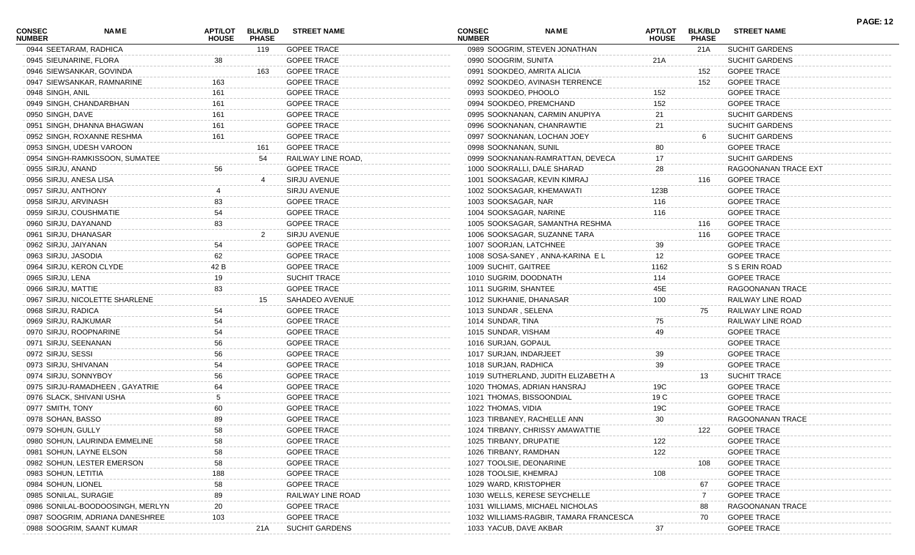| CONSEC NUMBER | NAME | APT/LOT HOUSE | BLK/BLD PHASE | STREET NAME |
|---|---|---|---|---|
| 0944 | SEETARAM, RADHICA | | 119 | GOPEE TRACE |
| 0945 | SIEUNARINE, FLORA | 38 | | GOPEE TRACE |
| 0946 | SIEWSANKAR, GOVINDA | | 163 | GOPEE TRACE |
| 0947 | SIEWSANKAR, RAMNARINE | 163 | | GOPEE TRACE |
| 0948 | SINGH, ANIL | 161 | | GOPEE TRACE |
| 0949 | SINGH, CHANDARBHAN | 161 | | GOPEE TRACE |
| 0950 | SINGH, DAVE | 161 | | GOPEE TRACE |
| 0951 | SINGH, DHANNA BHAGWAN | 161 | | GOPEE TRACE |
| 0952 | SINGH, ROXANNE RESHMA | 161 | | GOPEE TRACE |
| 0953 | SINGH, UDESH VAROON | | 161 | GOPEE TRACE |
| 0954 | SINGH-RAMKISSOON, SUMATEE | | 54 | RAILWAY LINE ROAD, |
| 0955 | SIRJU, ANAND | 56 | | GOPEE TRACE |
| 0956 | SIRJU, ANESA LISA | | 4 | SIRJU AVENUE |
| 0957 | SIRJU, ANTHONY | 4 | | SIRJU AVENUE |
| 0958 | SIRJU, ARVINASH | 83 | | GOPEE TRACE |
| 0959 | SIRJU, COUSHMATIE | 54 | | GOPEE TRACE |
| 0960 | SIRJU, DAYANAND | 83 | | GOPEE TRACE |
| 0961 | SIRJU, DHANASAR | | 2 | SIRJU AVENUE |
| 0962 | SIRJU, JAIYANAN | 54 | | GOPEE TRACE |
| 0963 | SIRJU, JASODIA | 62 | | GOPEE TRACE |
| 0964 | SIRJU, KERON CLYDE | 42 B | | GOPEE TRACE |
| 0965 | SIRJU, LENA | 19 | | SUCHIT TRACE |
| 0966 | SIRJU, MATTIE | 83 | | GOPEE TRACE |
| 0967 | SIRJU, NICOLETTE SHARLENE | | 15 | SAHADEO AVENUE |
| 0968 | SIRJU, RADICA | 54 | | GOPEE TRACE |
| 0969 | SIRJU, RAJKUMAR | 54 | | GOPEE TRACE |
| 0970 | SIRJU, ROOPNARINE | 54 | | GOPEE TRACE |
| 0971 | SIRJU, SEENANAN | 56 | | GOPEE TRACE |
| 0972 | SIRJU, SESSI | 56 | | GOPEE TRACE |
| 0973 | SIRJU, SHIVANAN | 54 | | GOPEE TRACE |
| 0974 | SIRJU, SONNYBOY | 56 | | GOPEE TRACE |
| 0975 | SIRJU-RAMADHEEN , GAYATRIE | 64 | | GOPEE TRACE |
| 0976 | SLACK, SHIVANI USHA | 5 | | GOPEE TRACE |
| 0977 | SMITH, TONY | 60 | | GOPEE TRACE |
| 0978 | SOHAN, BASSO | 89 | | GOPEE TRACE |
| 0979 | SOHUN, GULLY | 58 | | GOPEE TRACE |
| 0980 | SOHUN, LAURINDA EMMELINE | 58 | | GOPEE TRACE |
| 0981 | SOHUN, LAYNE ELSON | 58 | | GOPEE TRACE |
| 0982 | SOHUN, LESTER EMERSON | 58 | | GOPEE TRACE |
| 0983 | SOHUN, LETITIA | 188 | | GOPEE TRACE |
| 0984 | SOHUN, LIONEL | 58 | | GOPEE TRACE |
| 0985 | SONILAL, SURAGIE | 89 | | RAILWAY LINE ROAD |
| 0986 | SONILAL-BOODOOSINGH, MERLYN | 20 | | GOPEE TRACE |
| 0987 | SOOGRIM, ADRIANA DANESHREE | 103 | | GOPEE TRACE |
| 0988 | SOOGRIM, SAANT KUMAR | | 21A | SUCHIT GARDENS |
| 0989 | SOOGRIM, STEVEN JONATHAN | | 21A | SUCHIT GARDENS |
| 0990 | SOOGRIM, SUNITA | 21A | | SUCHIT GARDENS |
| 0991 | SOOKDEO, AMRITA ALICIA | | 152 | GOPEE TRACE |
| 0992 | SOOKDEO, AVINASH TERRENCE | | 152 | GOPEE TRACE |
| 0993 | SOOKDEO, PHOOLO | 152 | | GOPEE TRACE |
| 0994 | SOOKDEO, PREMCHAND | 152 | | GOPEE TRACE |
| 0995 | SOOKNANAN, CARMIN ANUPIYA | 21 | | SUCHIT GARDENS |
| 0996 | SOOKNANAN, CHANRAWTIE | 21 | | SUCHIT GARDENS |
| 0997 | SOOKNANAN, LOCHAN JOEY | | 6 | SUCHIT GARDENS |
| 0998 | SOOKNANAN, SUNIL | 80 | | GOPEE TRACE |
| 0999 | SOOKNANAN-RAMRATTAN, DEVECA | 17 | | SUCHIT GARDENS |
| 1000 | SOOKRALLI, DALE SHARAD | 28 | | RAGOONANAN TRACE EXT |
| 1001 | SOOKSAGAR, KEVIN KIMRAJ | | 116 | GOPEE TRACE |
| 1002 | SOOKSAGAR, KHEMAWATI | 123B | | GOPEE TRACE |
| 1003 | SOOKSAGAR, NAR | 116 | | GOPEE TRACE |
| 1004 | SOOKSAGAR, NARINE | 116 | | GOPEE TRACE |
| 1005 | SOOKSAGAR, SAMANTHA RESHMA | | 116 | GOPEE TRACE |
| 1006 | SOOKSAGAR, SUZANNE TARA | | 116 | GOPEE TRACE |
| 1007 | SOORJAN, LATCHNEE | 39 | | GOPEE TRACE |
| 1008 | SOSA-SANEY , ANNA-KARINA E L | 12 | | GOPEE TRACE |
| 1009 | SUCHIT, GAITREE | 1162 | | S S ERIN ROAD |
| 1010 | SUGRIM, DOODNATH | 114 | | GOPEE TRACE |
| 1011 | SUGRIM, SHANTEE | 45E | | RAGOONANAN TRACE |
| 1012 | SUKHANIE, DHANASAR | 100 | | RAILWAY LINE ROAD |
| 1013 | SUNDAR , SELENA | | 75 | RAILWAY LINE ROAD |
| 1014 | SUNDAR, TINA | 75 | | RAILWAY LINE ROAD |
| 1015 | SUNDAR, VISHAM | 49 | | GOPEE TRACE |
| 1016 | SURJAN, GOPAUL | | | GOPEE TRACE |
| 1017 | SURJAN, INDARJEET | 39 | | GOPEE TRACE |
| 1018 | SURJAN, RADHICA | 39 | | GOPEE TRACE |
| 1019 | SUTHERLAND, JUDITH ELIZABETH A | | 13 | SUCHIT TRACE |
| 1020 | THOMAS, ADRIAN HANSRAJ | 19C | | GOPEE TRACE |
| 1021 | THOMAS, BISSOONDIAL | 19 C | | GOPEE TRACE |
| 1022 | THOMAS, VIDIA | 19C | | GOPEE TRACE |
| 1023 | TIRBANEY, RACHELLE ANN | 30 | | RAGOONANAN TRACE |
| 1024 | TIRBANEY, CHRISSY AMAWATTIE | | 122 | GOPEE TRACE |
| 1025 | TIRBANEY, DRUPATIE | 122 | | GOPEE TRACE |
| 1026 | TIRBANEY, RAMDHAN | 122 | | GOPEE TRACE |
| 1027 | TOOLSIE, DEONARINE | | 108 | GOPEE TRACE |
| 1028 | TOOLSIE, KHEMRAJ | 108 | | GOPEE TRACE |
| 1029 | WARD, KRISTOPHER | | 67 | GOPEE TRACE |
| 1030 | WELLS, KERESE SEYCHELLE | | 7 | GOPEE TRACE |
| 1031 | WILLIAMS, MICHAEL NICHOLAS | | 88 | RAGOONANAN TRACE |
| 1032 | WILLIAMS-RAGBIR, TAMARA FRANCESCA | | 70 | GOPEE TRACE |
| 1033 | YACUB, DAVE AKBAR | 37 | | GOPEE TRACE |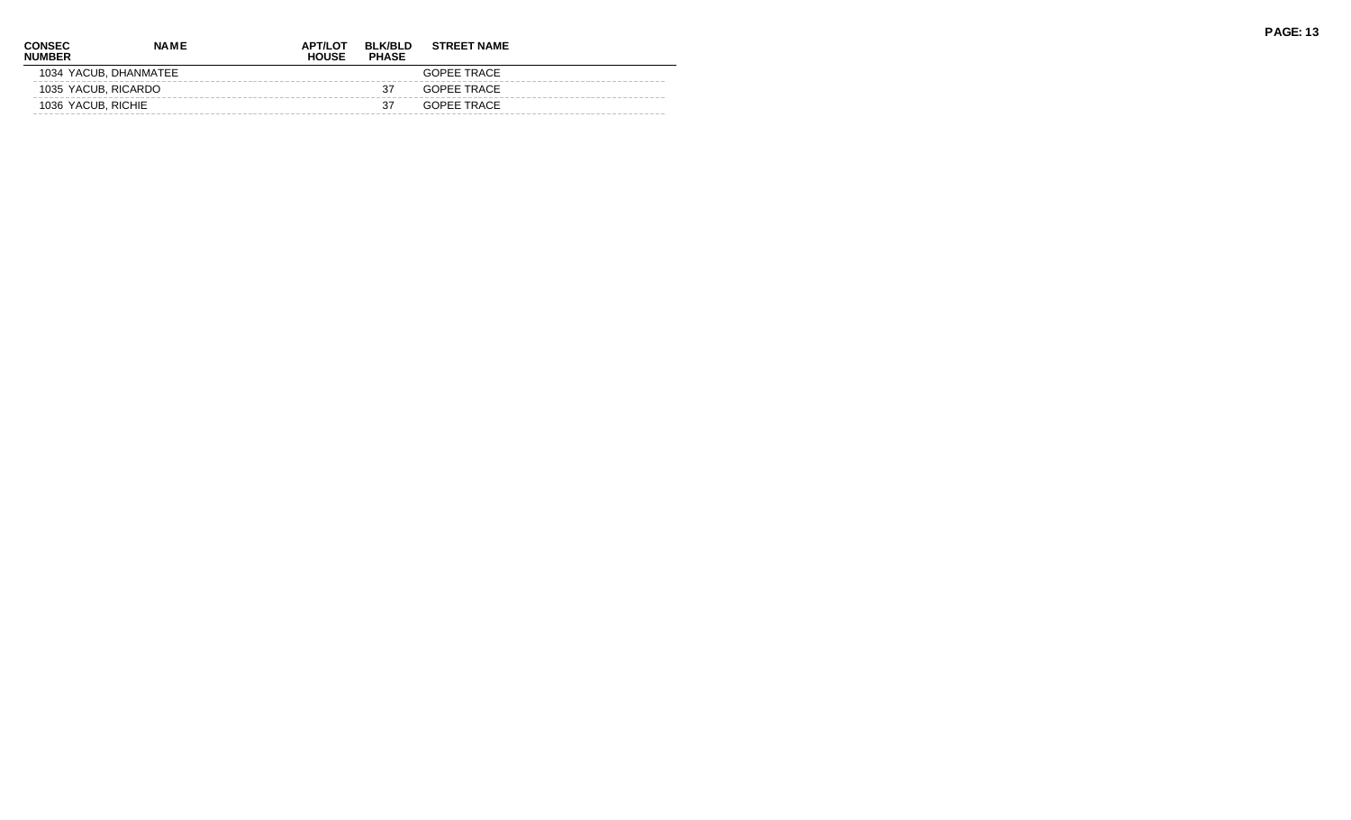| CONSEC NUMBER | NAME | APT/LOT HOUSE | BLK/BLD PHASE | STREET NAME |
|---|---|---|---|---|
| 1034 | YACUB, DHANMATEE | | | GOPEE TRACE |
| 1035 | YACUB, RICARDO | | 37 | GOPEE TRACE |
| 1036 | YACUB, RICHIE | | 37 | GOPEE TRACE |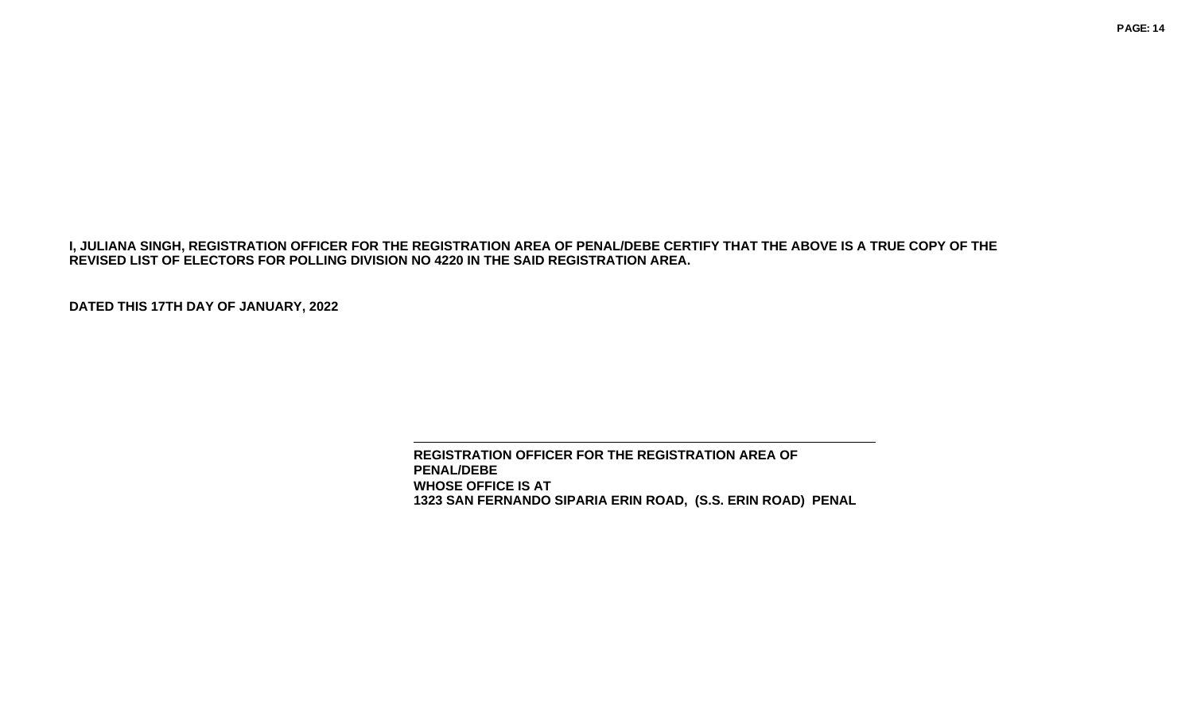**I, JULIANA SINGH, REGISTRATION OFFICER FOR THE REGISTRATION AREA OF PENAL/DEBE CERTIFY THAT THE ABOVE IS A TRUE COPY OF THE REVISED LIST OF ELECTORS FOR POLLING DIVISION NO 4220 IN THE SAID REGISTRATION AREA.**

**DATED THIS 17TH DAY OF JANUARY, 2022**

---

**REGISTRATION OFFICER FOR THE REGISTRATION AREA OF PENAL/DEBE**
**WHOSE OFFICE IS AT**
**1323 SAN FERNANDO SIPARIA ERIN ROAD, (S.S. ERIN ROAD) PENAL**